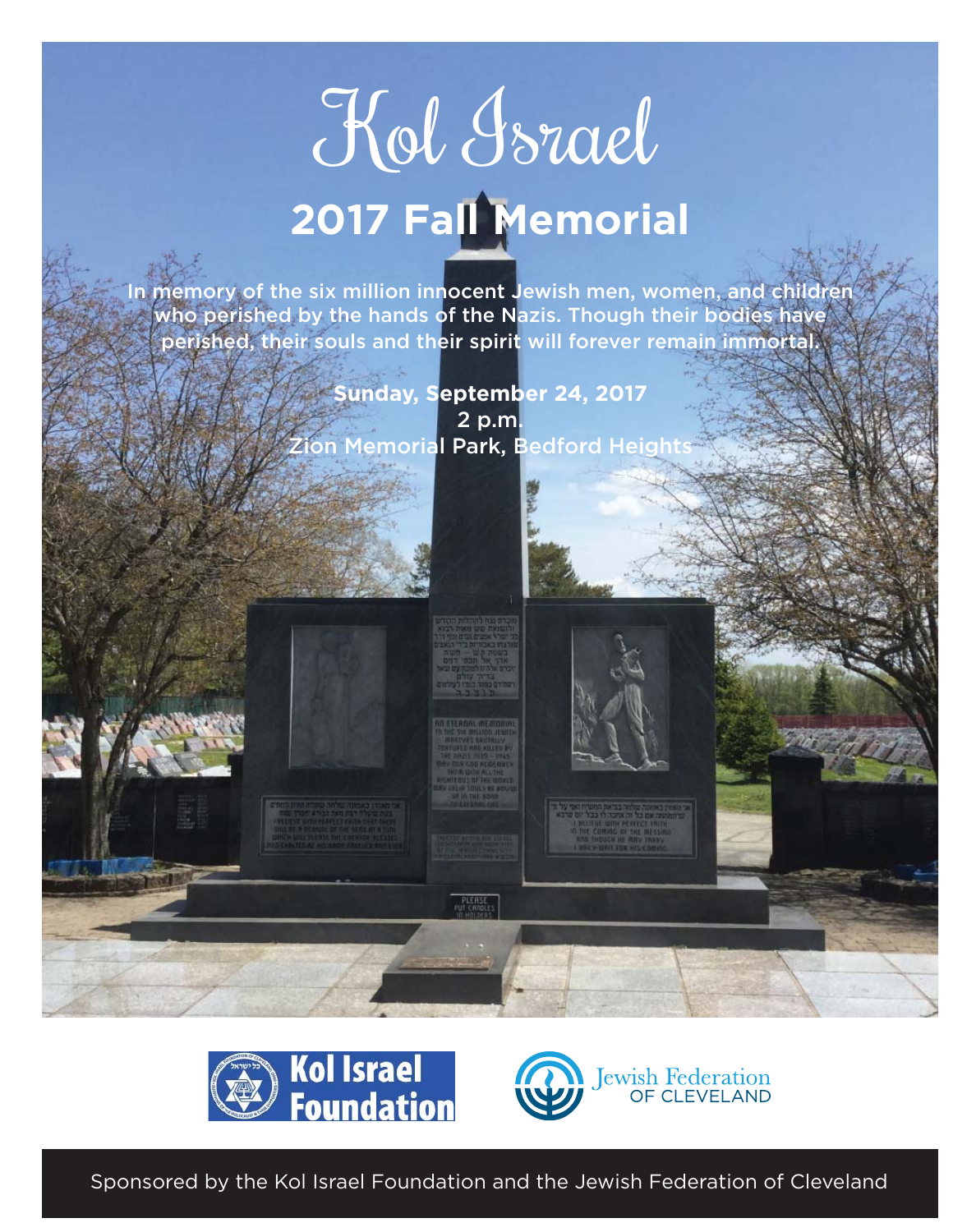# Kol Israel

## 2017 Fall Memorial

In memory of the six million innocent Jewish men, women, and children who perished by the hands of the Nazis. Though their bodies have perished, their souls and their spirit will forever remain immortal.

**Sunday, September 24, 2017**
**2 p.m.**
**Zion Memorial Park, Bedford Heights**

Kol Israel Foundation

Jewish Federation OF CLEVELAND

Sponsored by the Kol Israel Foundation and the Jewish Federation of Cleveland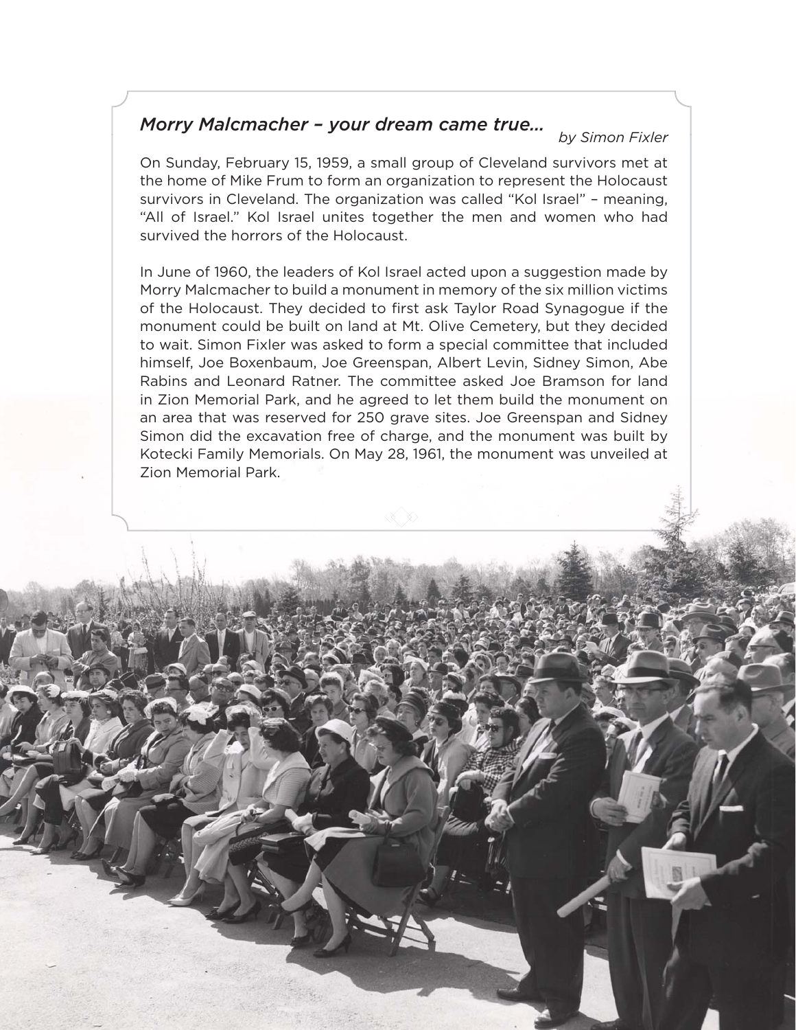## *Morry Malcmacher – your dream came true...*

*by Simon Fixler*

On Sunday, February 15, 1959, a small group of Cleveland survivors met at the home of Mike Frum to form an organization to represent the Holocaust survivors in Cleveland. The organization was called "Kol Israel" – meaning, "All of Israel." Kol Israel unites together the men and women who had survived the horrors of the Holocaust.

In June of 1960, the leaders of Kol Israel acted upon a suggestion made by Morry Malcmacher to build a monument in memory of the six million victims of the Holocaust. They decided to first ask Taylor Road Synagogue if the monument could be built on land at Mt. Olive Cemetery, but they decided to wait. Simon Fixler was asked to form a special committee that included himself, Joe Boxenbaum, Joe Greenspan, Albert Levin, Sidney Simon, Abe Rabins and Leonard Ratner. The committee asked Joe Bramson for land in Zion Memorial Park, and he agreed to let them build the monument on an area that was reserved for 250 grave sites. Joe Greenspan and Sidney Simon did the excavation free of charge, and the monument was built by Kotecki Family Memorials. On May 28, 1961, the monument was unveiled at Zion Memorial Park.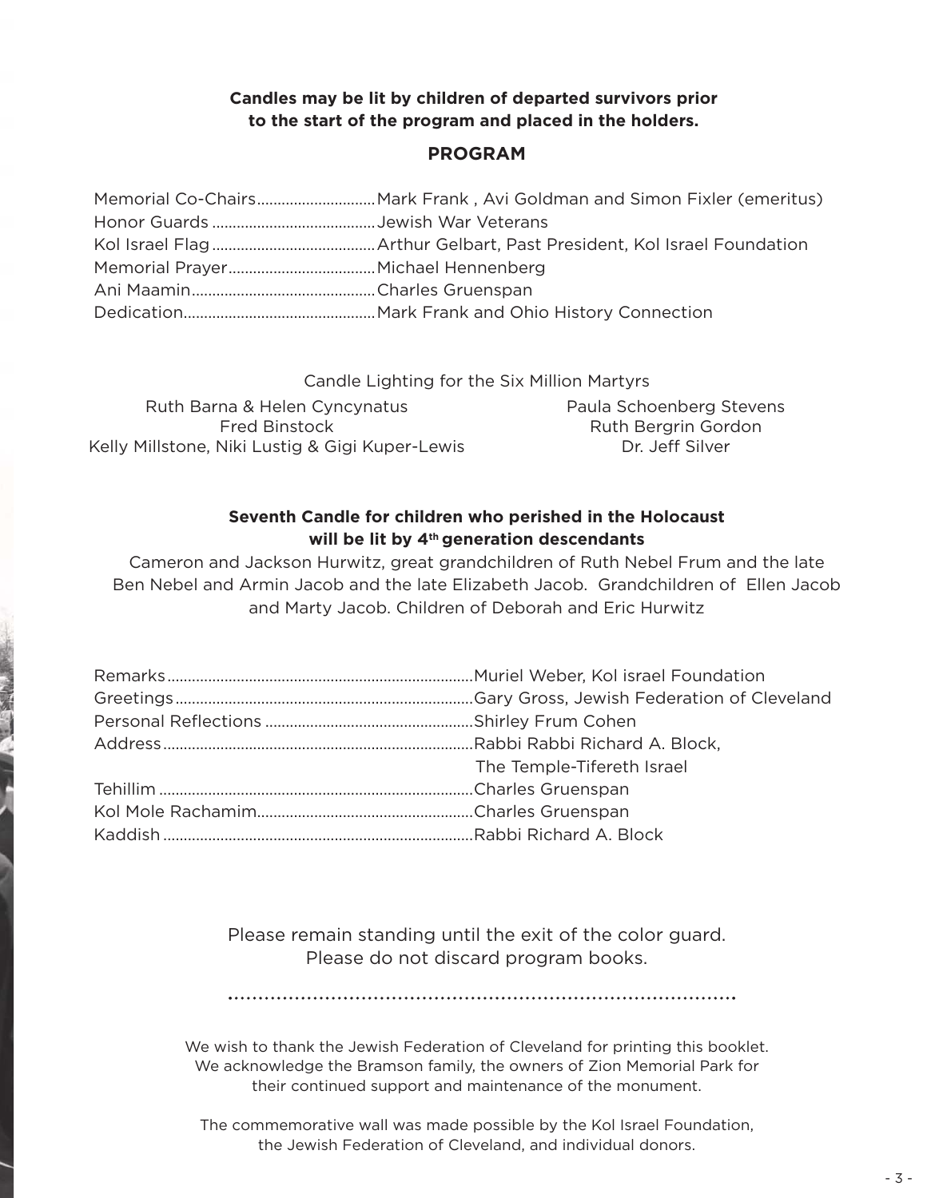**Candles may be lit by children of departed survivors prior to the start of the program and placed in the holders.**

## PROGRAM

Memorial Co-Chairs............................Mark Frank , Avi Goldman and Simon Fixler (emeritus)
Honor Guards .......................................Jewish War Veterans
Kol Israel Flag .......................................Arthur Gelbart, Past President, Kol Israel Foundation
Memorial Prayer...................................Michael Hennenberg
Ani Maamin............................................Charles Gruenspan
Dedication..............................................Mark Frank and Ohio History Connection

Candle Lighting for the Six Million Martyrs

Ruth Barna & Helen Cyncynatus
Fred Binstock
Kelly Millstone, Niki Lustig & Gigi Kuper-Lewis
Paula Schoenberg Stevens
Ruth Bergrin Gordon
Dr. Jeff Silver

**Seventh Candle for children who perished in the Holocaust will be lit by 4th generation descendants**

Cameron and Jackson Hurwitz, great grandchildren of Ruth Nebel Frum and the late Ben Nebel and Armin Jacob and the late Elizabeth Jacob. Grandchildren of Ellen Jacob and Marty Jacob. Children of Deborah and Eric Hurwitz

Remarks..........................................................................Muriel Weber, Kol israel Foundation
Greetings........................................................................Gary Gross, Jewish Federation of Cleveland
Personal Reflections ..................................................Shirley Frum Cohen
Address...........................................................................Rabbi Rabbi Richard A. Block, The Temple-Tifereth Israel
Tehillim ............................................................................Charles Gruenspan
Kol Mole Rachamim....................................................Charles Gruenspan
Kaddish ...........................................................................Rabbi Richard A. Block

Please remain standing until the exit of the color guard.
Please do not discard program books.

We wish to thank the Jewish Federation of Cleveland for printing this booklet.
We acknowledge the Bramson family, the owners of Zion Memorial Park for their continued support and maintenance of the monument.

The commemorative wall was made possible by the Kol Israel Foundation, the Jewish Federation of Cleveland, and individual donors.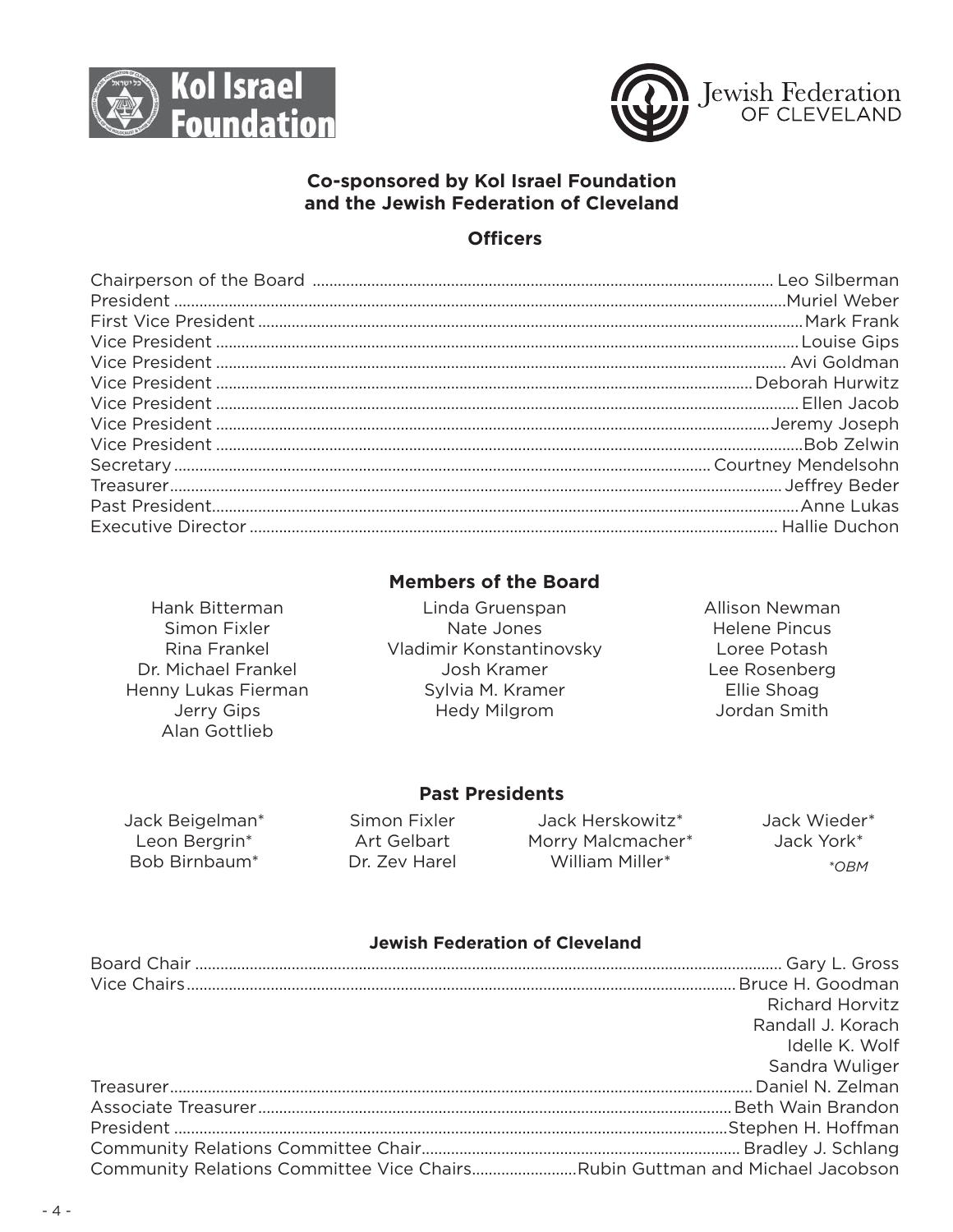**Co-sponsored by Kol Israel Foundation and the Jewish Federation of Cleveland**

## Officers

| | |
|---|---|
| Chairperson of the Board | Leo Silberman |
| President | Muriel Weber |
| First Vice President | Mark Frank |
| Vice President | Louise Gips |
| Vice President | Avi Goldman |
| Vice President | Deborah Hurwitz |
| Vice President | Ellen Jacob |
| Vice President | Jeremy Joseph |
| Vice President | Bob Zelwin |
| Secretary | Courtney Mendelsohn |
| Treasurer | Jeffrey Beder |
| Past President | Anne Lukas |
| Executive Director | Hallie Duchon |

## Members of the Board

Hank Bitterman
Simon Fixler
Rina Frankel
Dr. Michael Frankel
Henny Lukas Fierman
Jerry Gips
Alan Gottlieb
Linda Gruenspan
Nate Jones
Vladimir Konstantinovsky
Josh Kramer
Sylvia M. Kramer
Hedy Milgrom
Allison Newman
Helene Pincus
Loree Potash
Lee Rosenberg
Ellie Shoag
Jordan Smith

## Past Presidents

Jack Beigelman*
Leon Bergrin*
Bob Birnbaum*
Simon Fixler
Art Gelbart
Dr. Zev Harel
Jack Herskowitz*
Morry Malcmacher*
William Miller*
Jack Wieder*
Jack York*

*\*OBM*

## Jewish Federation of Cleveland

| | |
|---|---|
| Board Chair | Gary L. Gross |
| Vice Chairs | Bruce H. Goodman |
| | Richard Horvitz |
| | Randall J. Korach |
| | Idelle K. Wolf |
| | Sandra Wuliger |
| Treasurer | Daniel N. Zelman |
| Associate Treasurer | Beth Wain Brandon |
| President | Stephen H. Hoffman |
| Community Relations Committee Chair | Bradley J. Schlang |
| Community Relations Committee Vice Chairs | Rubin Guttman and Michael Jacobson |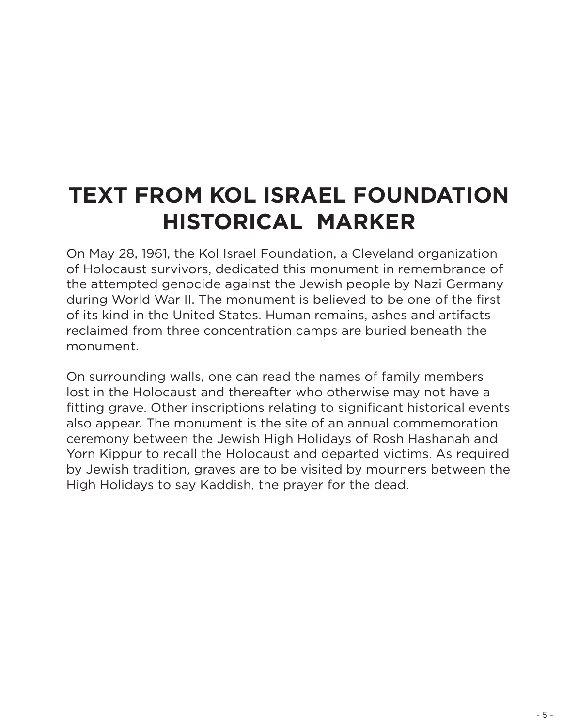# TEXT FROM KOL ISRAEL FOUNDATION HISTORICAL MARKER

On May 28, 1961, the Kol Israel Foundation, a Cleveland organization of Holocaust survivors, dedicated this monument in remembrance of the attempted genocide against the Jewish people by Nazi Germany during World War II. The monument is believed to be one of the first of its kind in the United States. Human remains, ashes and artifacts reclaimed from three concentration camps are buried beneath the monument.

On surrounding walls, one can read the names of family members lost in the Holocaust and thereafter who otherwise may not have a fitting grave. Other inscriptions relating to significant historical events also appear. The monument is the site of an annual commemoration ceremony between the Jewish High Holidays of Rosh Hashanah and Yorn Kippur to recall the Holocaust and departed victims. As required by Jewish tradition, graves are to be visited by mourners between the High Holidays to say Kaddish, the prayer for the dead.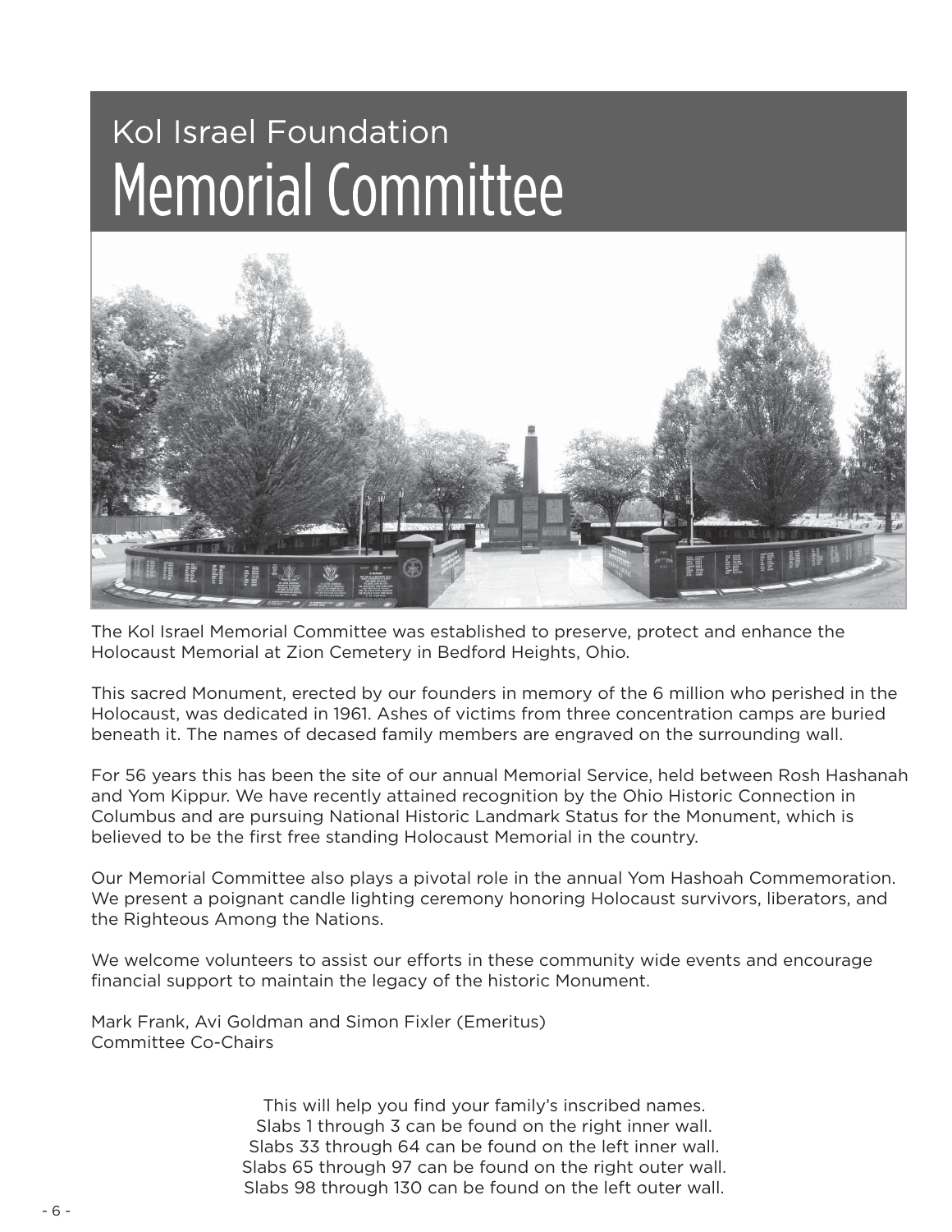# Kol Israel Foundation
# Memorial Committee

The Kol Israel Memorial Committee was established to preserve, protect and enhance the Holocaust Memorial at Zion Cemetery in Bedford Heights, Ohio.

This sacred Monument, erected by our founders in memory of the 6 million who perished in the Holocaust, was dedicated in 1961. Ashes of victims from three concentration camps are buried beneath it. The names of decased family members are engraved on the surrounding wall.

For 56 years this has been the site of our annual Memorial Service, held between Rosh Hashanah and Yom Kippur. We have recently attained recognition by the Ohio Historic Connection in Columbus and are pursuing National Historic Landmark Status for the Monument, which is believed to be the first free standing Holocaust Memorial in the country.

Our Memorial Committee also plays a pivotal role in the annual Yom Hashoah Commemoration. We present a poignant candle lighting ceremony honoring Holocaust survivors, liberators, and the Righteous Among the Nations.

We welcome volunteers to assist our efforts in these community wide events and encourage financial support to maintain the legacy of the historic Monument.

Mark Frank, Avi Goldman and Simon Fixler (Emeritus)
Committee Co-Chairs

This will help you find your family's inscribed names.
Slabs 1 through 3 can be found on the right inner wall.
Slabs 33 through 64 can be found on the left inner wall.
Slabs 65 through 97 can be found on the right outer wall.
Slabs 98 through 130 can be found on the left outer wall.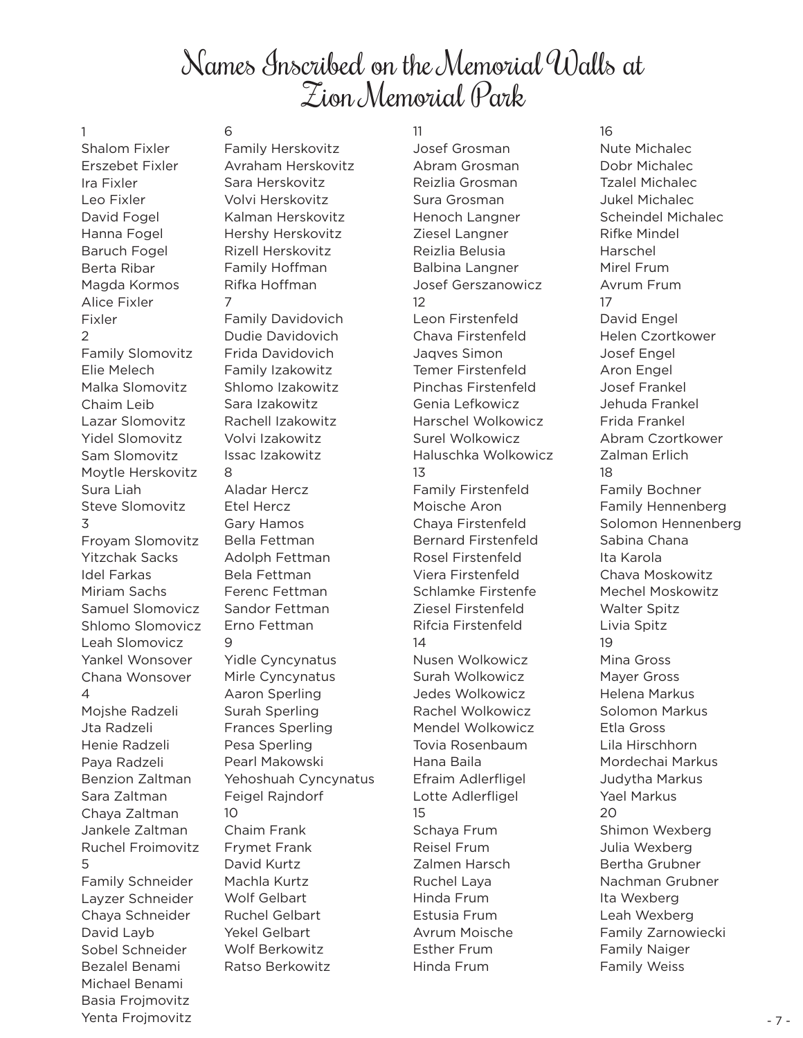# Names Inscribed on the Memorial Walls at Zion Memorial Park

1

Shalom Fixler
Erszebet Fixler
Ira Fixler
Leo Fixler
David Fogel
Hanna Fogel
Baruch Fogel
Berta Ribar
Magda Kormos
Alice Fixler
Fixler

2

Family Slomovitz
Elie Melech
Malka Slomovitz
Chaim Leib
Lazar Slomovitz
Yidel Slomovitz
Sam Slomovitz
Moytle Herskovitz
Sura Liah
Steve Slomovitz

3

Froyam Slomovitz
Yitzchak Sacks
Idel Farkas
Miriam Sachs
Samuel Slomovicz
Shlomo Slomovicz
Leah Slomovicz
Yankel Wonsover
Chana Wonsover

4

Mojshe Radzeli
Jta Radzeli
Henie Radzeli
Paya Radzeli
Benzion Zaltman
Sara Zaltman
Chaya Zaltman
Jankele Zaltman
Ruchel Froimovitz

5

Family Schneider
Layzer Schneider
Chaya Schneider
David Layb
Sobel Schneider
Bezalel Benami
Michael Benami
Basia Frojmovitz
Yenta Frojmovitz

6

Family Herskovitz
Avraham Herskovitz
Sara Herskovitz
Volvi Herskovitz
Kalman Herskovitz
Hershy Herskovitz
Rizell Herskovitz
Family Hoffman
Rifka Hoffman

7

Family Davidovich
Dudie Davidovich
Frida Davidovich
Family Izakowitz
Shlomo Izakowitz
Sara Izakowitz
Rachell Izakowitz
Volvi Izakowitz
Issac Izakowitz

8

Aladar Hercz
Etel Hercz
Gary Hamos
Bella Fettman
Adolph Fettman
Bela Fettman
Ferenc Fettman
Sandor Fettman
Erno Fettman

9

Yidle Cyncynatus
Mirle Cyncynatus
Aaron Sperling
Surah Sperling
Frances Sperling
Pesa Sperling
Pearl Makowski
Yehoshuah Cyncynatus
Feigel Rajndorf

10

Chaim Frank
Frymet Frank
David Kurtz
Machla Kurtz
Wolf Gelbart
Ruchel Gelbart
Yekel Gelbart
Wolf Berkowitz
Ratso Berkowitz

11

Josef Grosman
Abram Grosman
Reizlia Grosman
Sura Grosman
Henoch Langner
Ziesel Langner
Reizlia Belusia
Balbina Langner
Josef Gerszanowicz

12

Leon Firstenfeld
Chava Firstenfeld
Jaqves Simon
Temer Firstenfeld
Pinchas Firstenfeld
Genia Lefkowicz
Harschel Wolkowicz
Surel Wolkowicz
Haluschka Wolkowicz

13

Family Firstenfeld
Moische Aron
Chaya Firstenfeld
Bernard Firstenfeld
Rosel Firstenfeld
Viera Firstenfeld
Schlamke Firstenfe
Ziesel Firstenfeld
Rifcia Firstenfeld

14

Nusen Wolkowicz
Surah Wolkowicz
Jedes Wolkowicz
Rachel Wolkowicz
Mendel Wolkowicz
Tovia Rosenbaum
Hana Baila
Efraim Adlerfligel
Lotte Adlerfligel

15

Schaya Frum
Reisel Frum
Zalmen Harsch
Ruchel Laya
Hinda Frum
Estusia Frum
Avrum Moische
Esther Frum
Hinda Frum

16

Nute Michalec
Dobr Michalec
Tzalel Michalec
Jukel Michalec
Scheindel Michalec
Rifke Mindel
Harschel
Mirel Frum
Avrum Frum

17

David Engel
Helen Czortkower
Josef Engel
Aron Engel
Josef Frankel
Jehuda Frankel
Frida Frankel
Abram Czortkower
Zalman Erlich

18

Family Bochner
Family Hennenberg
Solomon Hennenberg
Sabina Chana
Ita Karola
Chava Moskowitz
Mechel Moskowitz
Walter Spitz
Livia Spitz

19

Mina Gross
Mayer Gross
Helena Markus
Solomon Markus
Etla Gross
Lila Hirschhorn
Mordechai Markus
Judytha Markus
Yael Markus

20

Shimon Wexberg
Julia Wexberg
Bertha Grubner
Nachman Grubner
Ita Wexberg
Leah Wexberg
Family Zarnowiecki
Family Naiger
Family Weiss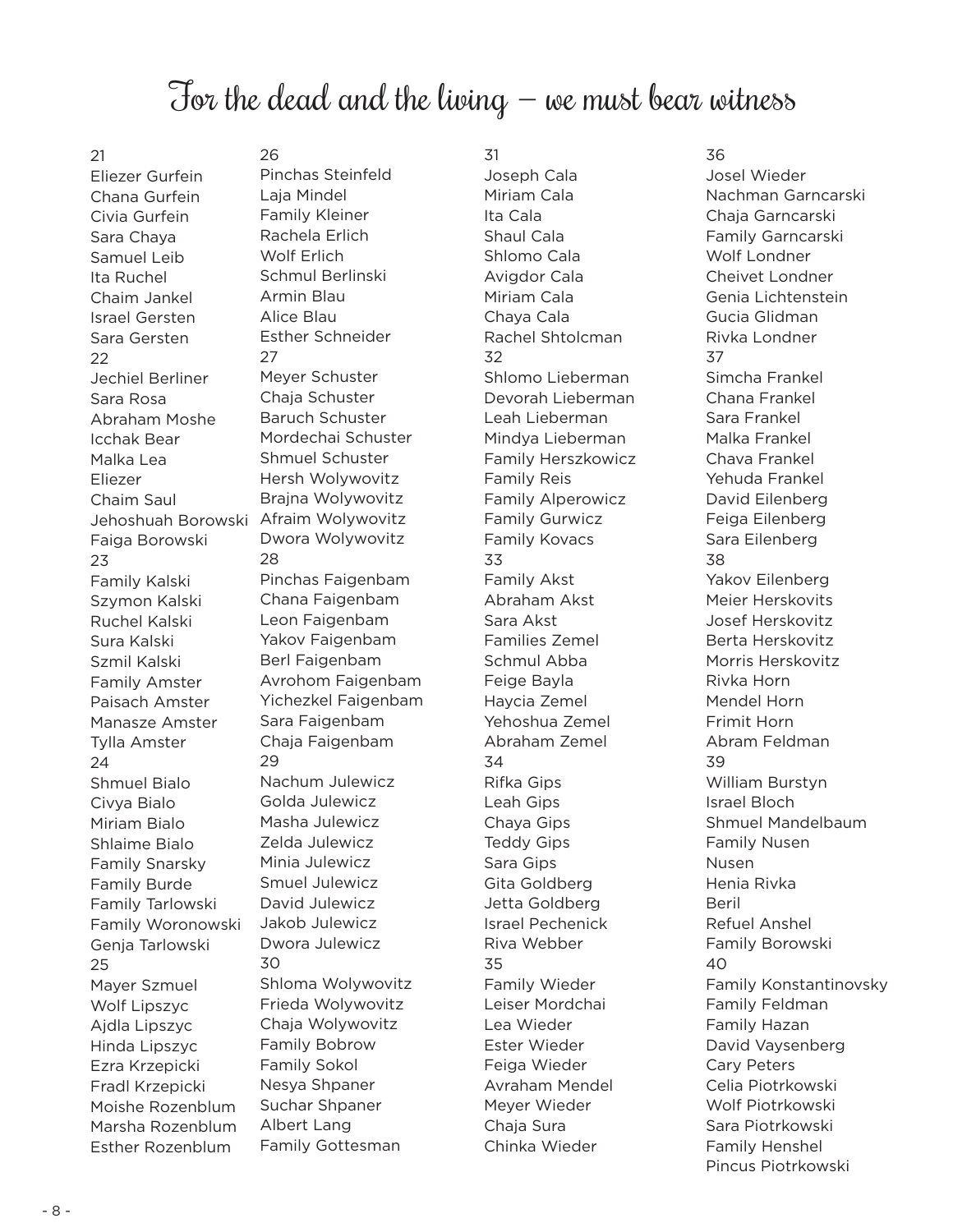# For the dead and the living – we must bear witness

21
Eliezer Gurfein
Chana Gurfein
Civia Gurfein
Sara Chaya
Samuel Leib
Ita Ruchel
Chaim Jankel
Israel Gersten
Sara Gersten

22
Jechiel Berliner
Sara Rosa
Abraham Moshe
Icchak Bear
Malka Lea
Eliezer
Chaim Saul
Jehoshuah Borowski
Faiga Borowski

23
Family Kalski
Szymon Kalski
Ruchel Kalski
Sura Kalski
Szmil Kalski
Family Amster
Paisach Amster
Manasze Amster
Tylla Amster

24
Shmuel Bialo
Civya Bialo
Miriam Bialo
Shlaime Bialo
Family Snarsky
Family Burde
Family Tarlowski
Family Woronowski
Genja Tarlowski

25
Mayer Szmuel
Wolf Lipszyc
Ajdla Lipszyc
Hinda Lipszyc
Ezra Krzepicki
Fradl Krzepicki
Moishe Rozenblum
Marsha Rozenblum
Esther Rozenblum

26
Pinchas Steinfeld
Laja Mindel
Family Kleiner
Rachela Erlich
Wolf Erlich
Schmul Berlinski
Armin Blau
Alice Blau
Esther Schneider

27
Meyer Schuster
Chaja Schuster
Baruch Schuster
Mordechai Schuster
Shmuel Schuster
Hersh Wolywovitz
Brajna Wolywovitz
Afraim Wolywovitz
Dwora Wolywovitz

28
Pinchas Faigenbam
Chana Faigenbam
Leon Faigenbam
Yakov Faigenbam
Berl Faigenbam
Avrohom Faigenbam
Yichezkel Faigenbam
Sara Faigenbam
Chaja Faigenbam

29
Nachum Julewicz
Golda Julewicz
Masha Julewicz
Zelda Julewicz
Minia Julewicz
Smuel Julewicz
David Julewicz
Jakob Julewicz
Dwora Julewicz

30
Shloma Wolywovitz
Frieda Wolywovitz
Chaja Wolywovitz
Family Bobrow
Family Sokol
Nesya Shpaner
Suchar Shpaner
Albert Lang
Family Gottesman

31
Joseph Cala
Miriam Cala
Ita Cala
Shaul Cala
Shlomo Cala
Avigdor Cala
Miriam Cala
Chaya Cala
Rachel Shtolcman

32
Shlomo Lieberman
Devorah Lieberman
Leah Lieberman
Mindya Lieberman
Family Herszkowicz
Family Reis
Family Alperowicz
Family Gurwicz
Family Kovacs

33
Family Akst
Abraham Akst
Sara Akst
Families Zemel
Schmul Abba
Feige Bayla
Haycia Zemel
Yehoshua Zemel
Abraham Zemel

34
Rifka Gips
Leah Gips
Chaya Gips
Teddy Gips
Sara Gips
Gita Goldberg
Jetta Goldberg
Israel Pechenick
Riva Webber

35
Family Wieder
Leiser Mordchai
Lea Wieder
Ester Wieder
Feiga Wieder
Avraham Mendel
Meyer Wieder
Chaja Sura
Chinka Wieder

36
Josel Wieder
Nachman Garncarski
Chaja Garncarski
Family Garncarski
Wolf Londner
Cheivet Londner
Genia Lichtenstein
Gucia Glidman
Rivka Londner

37
Simcha Frankel
Chana Frankel
Sara Frankel
Malka Frankel
Chava Frankel
Yehuda Frankel
David Eilenberg
Feiga Eilenberg
Sara Eilenberg

38
Yakov Eilenberg
Meier Herskovits
Josef Herskovitz
Berta Herskovitz
Morris Herskovitz
Rivka Horn
Mendel Horn
Frimit Horn
Abram Feldman

39
William Burstyn
Israel Bloch
Shmuel Mandelbaum
Family Nusen
Nusen
Henia Rivka
Beril
Refuel Anshel
Family Borowski

40
Family Konstantinovsky
Family Feldman
Family Hazan
David Vaysenberg
Cary Peters
Celia Piotrkowski
Wolf Piotrkowski
Sara Piotrkowski
Family Henshel
Pincus Piotrkowski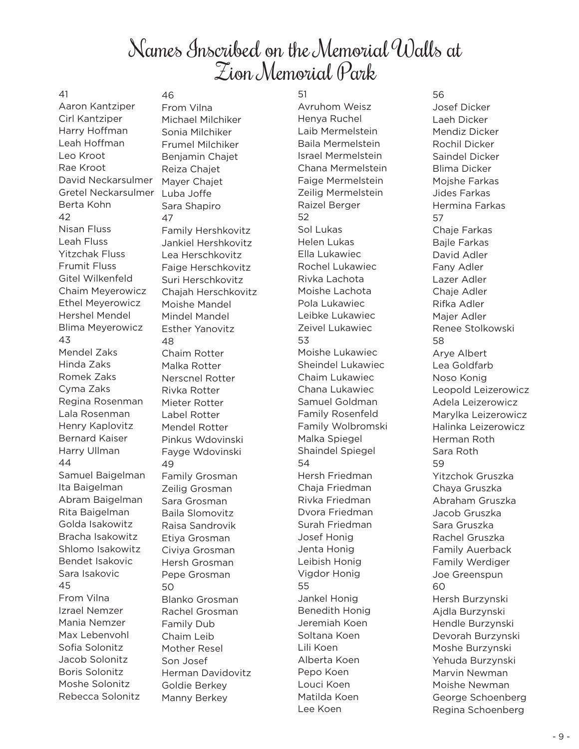# Names Inscribed on the Memorial Walls at Zion Memorial Park

41
Aaron Kantziper
Cirl Kantziper
Harry Hoffman
Leah Hoffman
Leo Kroot
Rae Kroot
David Neckarsulmer
Gretel Neckarsulmer
Berta Kohn
42
Nisan Fluss
Leah Fluss
Yitzchak Fluss
Frumit Fluss
Gitel Wilkenfeld
Chaim Meyerowicz
Ethel Meyerowicz
Hershel Mendel
Blima Meyerowicz
43
Mendel Zaks
Hinda Zaks
Romek Zaks
Cyma Zaks
Regina Rosenman
Lala Rosenman
Henry Kaplovitz
Bernard Kaiser
Harry Ullman
44
Samuel Baigelman
Ita Baigelman
Abram Baigelman
Rita Baigelman
Golda Isakowitz
Bracha Isakowitz
Shlomo Isakowitz
Bendet Isakovic
Sara Isakovic
45
From Vilna
Izrael Nemzer
Mania Nemzer
Max Lebenvohl
Sofia Solonitz
Jacob Solonitz
Boris Solonitz
Moshe Solonitz
Rebecca Solonitz
46
From Vilna
Michael Milchiker
Sonia Milchiker
Frumel Milchiker
Benjamin Chajet
Reiza Chajet
Mayer Chajet
Luba Joffe
Sara Shapiro
47
Family Hershkovitz
Jankiel Hershkovitz
Lea Herschkovitz
Faige Herschkovitz
Suri Herschkovitz
Chajah Herschkovitz
Moishe Mandel
Mindel Mandel
Esther Yanovitz
48
Chaim Rotter
Malka Rotter
Nerscnel Rotter
Rivka Rotter
Mieter Rotter
Label Rotter
Mendel Rotter
Pinkus Wdovinski
Fayge Wdovinski
49
Family Grosman
Zeilig Grosman
Sara Grosman
Baila Slomovitz
Raisa Sandrovik
Etiya Grosman
Civiya Grosman
Hersh Grosman
Pepe Grosman
50
Blanko Grosman
Rachel Grosman
Family Dub
Chaim Leib
Mother Resel
Son Josef
Herman Davidovitz
Goldie Berkey
Manny Berkey
51
Avruhom Weisz
Henya Ruchel
Laib Mermelstein
Baila Mermelstein
Israel Mermelstein
Chana Mermelstein
Faige Mermelstein
Zeilig Mermelstein
Raizel Berger
52
Sol Lukas
Helen Lukas
Ella Lukawiec
Rochel Lukawiec
Rivka Lachota
Moishe Lachota
Pola Lukawiec
Leibke Lukawiec
Zeivel Lukawiec
53
Moishe Lukawiec
Sheindel Lukawiec
Chaim Lukawiec
Chana Lukawiec
Samuel Goldman
Family Rosenfeld
Family Wolbromski
Malka Spiegel
Shaindel Spiegel
54
Hersh Friedman
Chaja Friedman
Rivka Friedman
Dvora Friedman
Surah Friedman
Josef Honig
Jenta Honig
Leibish Honig
Vigdor Honig
55
Jankel Honig
Benedith Honig
Jeremiah Koen
Soltana Koen
Lili Koen
Alberta Koen
Pepo Koen
Louci Koen
Matilda Koen
Lee Koen
56
Josef Dicker
Laeh Dicker
Mendiz Dicker
Rochil Dicker
Saindel Dicker
Blima Dicker
Mojshe Farkas
Jides Farkas
Hermina Farkas
57
Chaje Farkas
Bajle Farkas
David Adler
Fany Adler
Lazer Adler
Chaje Adler
Rifka Adler
Majer Adler
Renee Stolkowski
58
Arye Albert
Lea Goldfarb
Noso Konig
Leopold Leizerowicz
Adela Leizerowicz
Marylka Leizerowicz
Halinka Leizerowicz
Herman Roth
Sara Roth
59
Yitzchok Gruszka
Chaya Gruszka
Abraham Gruszka
Jacob Gruszka
Sara Gruszka
Rachel Gruszka
Family Auerback
Family Werdiger
Joe Greenspun
60
Hersh Burzynski
Ajdla Burzynski
Hendle Burzynski
Devorah Burzynski
Moshe Burzynski
Yehuda Burzynski
Marvin Newman
Moishe Newman
George Schoenberg
Regina Schoenberg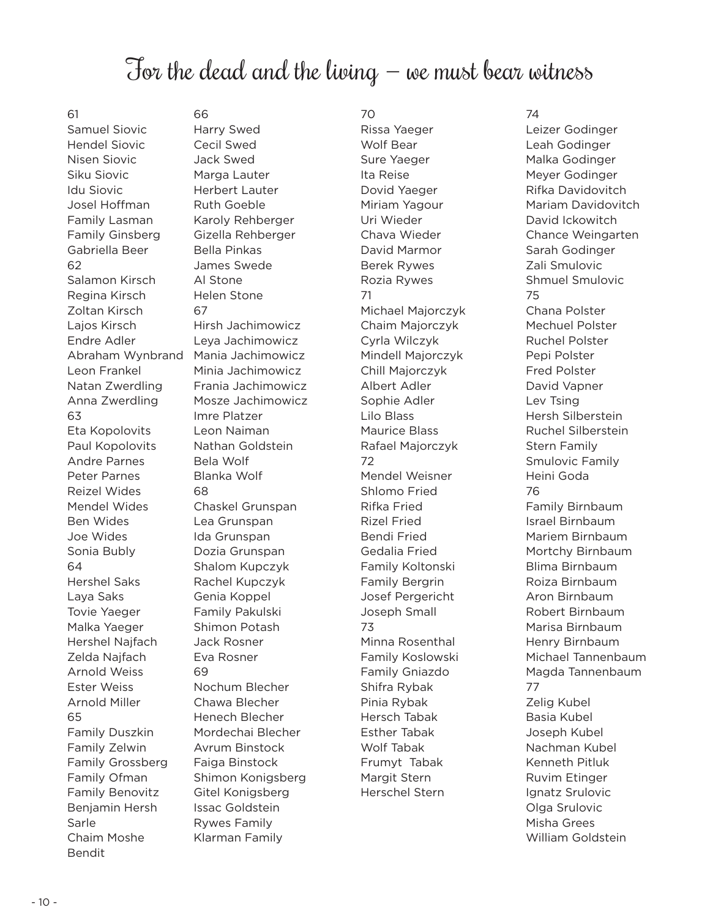# For the dead and the living – we must bear witness

61

Samuel Siovic
Hendel Siovic
Nisen Siovic
Siku Siovic
Idu Siovic
Josel Hoffman
Family Lasman
Family Ginsberg
Gabriella Beer

62

Salamon Kirsch
Regina Kirsch
Zoltan Kirsch
Lajos Kirsch
Endre Adler
Abraham Wynbrand
Leon Frankel
Natan Zwerdling
Anna Zwerdling

63

Eta Kopolovits
Paul Kopolovits
Andre Parnes
Peter Parnes
Reizel Wides
Mendel Wides
Ben Wides
Joe Wides
Sonia Bubly

64

Hershel Saks
Laya Saks
Tovie Yaeger
Malka Yaeger
Hershel Najfach
Zelda Najfach
Arnold Weiss
Ester Weiss
Arnold Miller

65

Family Duszkin
Family Zelwin
Family Grossberg
Family Ofman
Family Benovitz
Benjamin Hersh
Sarle
Chaim Moshe
Bendit

66

Harry Swed
Cecil Swed
Jack Swed
Marga Lauter
Herbert Lauter
Ruth Goeble
Karoly Rehberger
Gizella Rehberger
Bella Pinkas
James Swede
Al Stone
Helen Stone

67

Hirsh Jachimowicz
Leya Jachimowicz
Mania Jachimowicz
Minia Jachimowicz
Frania Jachimowicz
Mosze Jachimowicz
Imre Platzer
Leon Naiman
Nathan Goldstein
Bela Wolf
Blanka Wolf

68

Chaskel Grunspan
Lea Grunspan
Ida Grunspan
Dozia Grunspan
Shalom Kupczyk
Rachel Kupczyk
Genia Koppel
Family Pakulski
Shimon Potash
Jack Rosner
Eva Rosner

69

Nochum Blecher
Chawa Blecher
Henech Blecher
Mordechai Blecher
Avrum Binstock
Faiga Binstock
Shimon Konigsberg
Gitel Konigsberg
Issac Goldstein
Rywes Family
Klarman Family

70

Rissa Yaeger
Wolf Bear
Sure Yaeger
Ita Reise
Dovid Yaeger
Miriam Yagour
Uri Wieder
Chava Wieder
David Marmor
Berek Rywes
Rozia Rywes

71

Michael Majorczyk
Chaim Majorczyk
Cyrla Wilczyk
Mindell Majorczyk
Chill Majorczyk
Albert Adler
Sophie Adler
Lilo Blass
Maurice Blass
Rafael Majorczyk

72

Mendel Weisner
Shlomo Fried
Rifka Fried
Rizel Fried
Bendi Fried
Gedalia Fried
Family Koltonski
Family Bergrin
Josef Pergericht
Joseph Small

73

Minna Rosenthal
Family Koslowski
Family Gniazdo
Shifra Rybak
Pinia Rybak
Hersch Tabak
Esther Tabak
Wolf Tabak
Frumyt Tabak
Margit Stern
Herschel Stern

74

Leizer Godinger
Leah Godinger
Malka Godinger
Meyer Godinger
Rifka Davidovitch
Mariam Davidovitch
David Ickowitch
Chance Weingarten
Sarah Godinger
Zali Smulovic
Shmuel Smulovic

75

Chana Polster
Mechuel Polster
Ruchel Polster
Pepi Polster
Fred Polster
David Vapner
Lev Tsing
Hersh Silberstein
Ruchel Silberstein
Stern Family
Smulovic Family
Heini Goda

76

Family Birnbaum
Israel Birnbaum
Mariem Birnbaum
Mortchy Birnbaum
Blima Birnbaum
Roiza Birnbaum
Aron Birnbaum
Robert Birnbaum
Marisa Birnbaum
Henry Birnbaum
Michael Tannenbaum
Magda Tannenbaum

77

Zelig Kubel
Basia Kubel
Joseph Kubel
Nachman Kubel
Kenneth Pitluk
Ruvim Etinger
Ignatz Srulovic
Olga Srulovic
Misha Grees
William Goldstein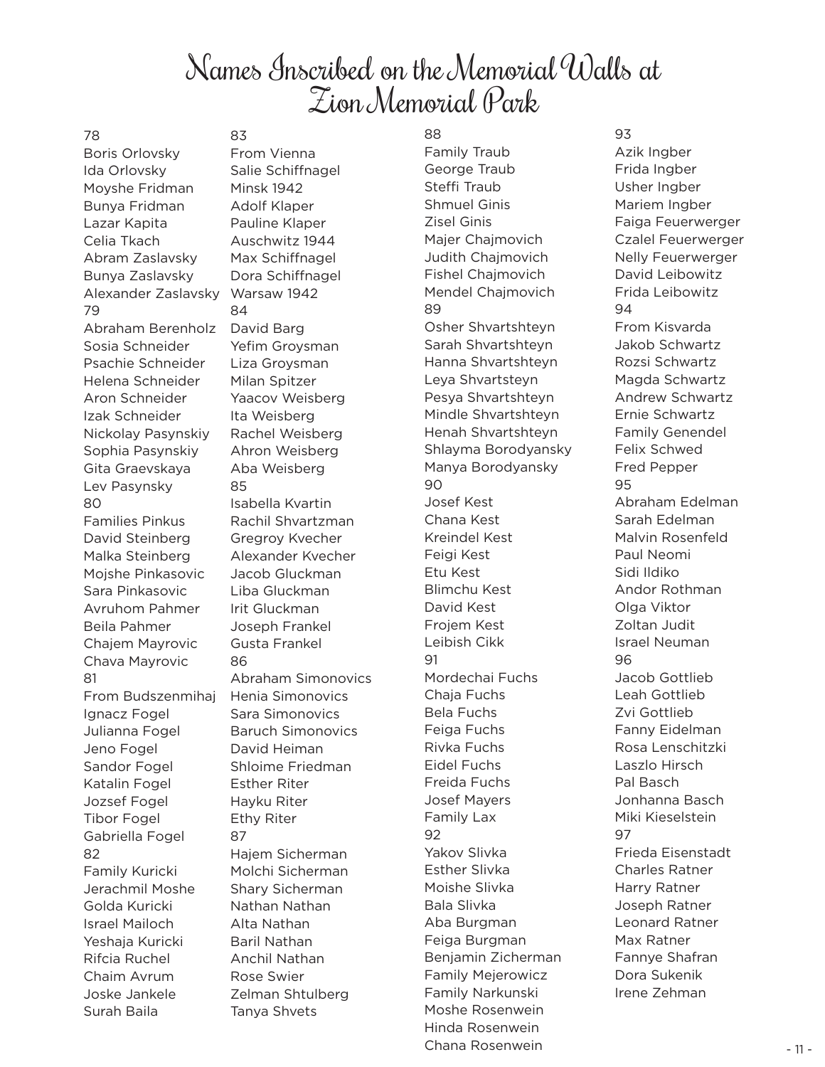# Names Inscribed on the Memorial Walls at Zion Memorial Park

78
Boris Orlovsky
Ida Orlovsky
Moyshe Fridman
Bunya Fridman
Lazar Kapita
Celia Tkach
Abram Zaslavsky
Bunya Zaslavsky
Alexander Zaslavsky
79
Abraham Berenholz
Sosia Schneider
Psachie Schneider
Helena Schneider
Aron Schneider
Izak Schneider
Nickolay Pasynskiy
Sophia Pasynskiy
Gita Graevskaya
Lev Pasynsky
80
Families Pinkus
David Steinberg
Malka Steinberg
Mojshe Pinkasovic
Sara Pinkasovic
Avruhom Pahmer
Beila Pahmer
Chajem Mayrovic
Chava Mayrovic
81
From Budszenmihaj
Ignacz Fogel
Julianna Fogel
Jeno Fogel
Sandor Fogel
Katalin Fogel
Jozsef Fogel
Tibor Fogel
Gabriella Fogel
82
Family Kuricki
Jerachmil Moshe
Golda Kuricki
Israel Mailoch
Yeshaja Kuricki
Rifcia Ruchel
Chaim Avrum
Joske Jankele
Surah Baila
83
From Vienna
Salie Schiffnagel
Minsk 1942
Adolf Klaper
Pauline Klaper
Auschwitz 1944
Max Schiffnagel
Dora Schiffnagel
Warsaw 1942
84
David Barg
Yefim Groysman
Liza Groysman
Milan Spitzer
Yaacov Weisberg
Ita Weisberg
Rachel Weisberg
Ahron Weisberg
Aba Weisberg
85
Isabella Kvartin
Rachil Shvartzman
Gregroy Kvecher
Alexander Kvecher
Jacob Gluckman
Liba Gluckman
Irit Gluckman
Joseph Frankel
Gusta Frankel
86
Abraham Simonovics
Henia Simonovics
Sara Simonovics
Baruch Simonovics
David Heiman
Shloime Friedman
Esther Riter
Hayku Riter
Ethy Riter
87
Hajem Sicherman
Molchi Sicherman
Shary Sicherman
Nathan Nathan
Alta Nathan
Baril Nathan
Anchil Nathan
Rose Swier
Zelman Shtulberg
Tanya Shvets
88
Family Traub
George Traub
Steffi Traub
Shmuel Ginis
Zisel Ginis
Majer Chajmovich
Judith Chajmovich
Fishel Chajmovich
Mendel Chajmovich
89
Osher Shvartshteyn
Sarah Shvartshteyn
Hanna Shvartshteyn
Leya Shvartsteyn
Pesya Shvartshteyn
Mindle Shvartshteyn
Henah Shvartshteyn
Shlayma Borodyansky
Manya Borodyansky
90
Josef Kest
Chana Kest
Kreindel Kest
Feigi Kest
Etu Kest
Blimchu Kest
David Kest
Frojem Kest
Leibish Cikk
91
Mordechai Fuchs
Chaja Fuchs
Bela Fuchs
Feiga Fuchs
Rivka Fuchs
Eidel Fuchs
Freida Fuchs
Josef Mayers
Family Lax
92
Yakov Slivka
Esther Slivka
Moishe Slivka
Bala Slivka
Aba Burgman
Feiga Burgman
Benjamin Zicherman
Family Mejerowicz
Family Narkunski
Moshe Rosenwein
Hinda Rosenwein
Chana Rosenwein
93
Azik Ingber
Frida Ingber
Usher Ingber
Mariem Ingber
Faiga Feuerwerger
Czalel Feuerwerger
Nelly Feuerwerger
David Leibowitz
Frida Leibowitz
94
From Kisvarda
Jakob Schwartz
Rozsi Schwartz
Magda Schwartz
Andrew Schwartz
Ernie Schwartz
Family Genendel
Felix Schwed
Fred Pepper
95
Abraham Edelman
Sarah Edelman
Malvin Rosenfeld
Paul Neomi
Sidi Ildiko
Andor Rothman
Olga Viktor
Zoltan Judit
Israel Neuman
96
Jacob Gottlieb
Leah Gottlieb
Zvi Gottlieb
Fanny Eidelman
Rosa Lenschitzki
Laszlo Hirsch
Pal Basch
Jonhanna Basch
Miki Kieselstein
97
Frieda Eisenstadt
Charles Ratner
Harry Ratner
Joseph Ratner
Leonard Ratner
Max Ratner
Fannye Shafran
Dora Sukenik
Irene Zehman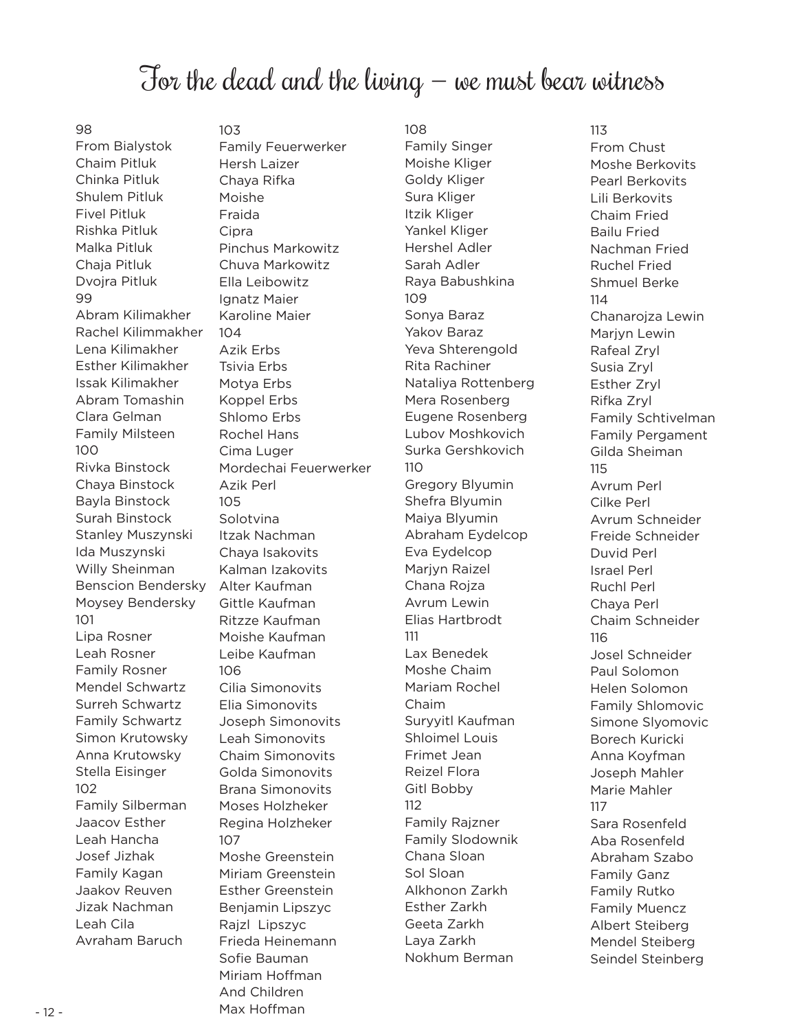# For the dead and the living – we must bear witness

98
From Bialystok
Chaim Pitluk
Chinka Pitluk
Shulem Pitluk
Fivel Pitluk
Rishka Pitluk
Malka Pitluk
Chaja Pitluk
Dvojra Pitluk
99
Abram Kilimakher
Rachel Kilimmakher
Lena Kilimakher
Esther Kilimakher
Issak Kilimakher
Abram Tomashin
Clara Gelman
Family Milsteen
100
Rivka Binstock
Chaya Binstock
Bayla Binstock
Surah Binstock
Stanley Muszynski
Ida Muszynski
Willy Sheinman
Benscion Bendersky
Moysey Bendersky
101
Lipa Rosner
Leah Rosner
Family Rosner
Mendel Schwartz
Surreh Schwartz
Family Schwartz
Simon Krutowsky
Anna Krutowsky
Stella Eisinger
102
Family Silberman
Jaacov Esther
Leah Hancha
Josef Jizhak
Family Kagan
Jaakov Reuven
Jizak Nachman
Leah Cila
Avraham Baruch

103
Family Feuerwerker
Hersh Laizer
Chaya Rifka
Moishe
Fraida
Cipra
Pinchus Markowitz
Chuva Markowitz
Ella Leibowitz
Ignatz Maier
Karoline Maier
104
Azik Erbs
Tsivia Erbs
Motya Erbs
Koppel Erbs
Shlomo Erbs
Rochel Hans
Cima Luger
Mordechai Feuerwerker
Azik Perl
105
Solotvina
Itzak Nachman
Chaya Isakovits
Kalman Izakovits
Alter Kaufman
Gittle Kaufman
Ritzze Kaufman
Moishe Kaufman
Leibe Kaufman
106
Cilia Simonovits
Elia Simonovits
Joseph Simonovits
Leah Simonovits
Chaim Simonovits
Golda Simonovits
Brana Simonovits
Moses Holzheker
Regina Holzheker
107
Moshe Greenstein
Miriam Greenstein
Esther Greenstein
Benjamin Lipszyc
Rajzl Lipszyc
Frieda Heinemann
Sofie Bauman
Miriam Hoffman
And Children
Max Hoffman

108
Family Singer
Moishe Kliger
Goldy Kliger
Sura Kliger
Itzik Kliger
Yankel Kliger
Hershel Adler
Sarah Adler
Raya Babushkina
109
Sonya Baraz
Yakov Baraz
Yeva Shterengold
Rita Rachiner
Nataliya Rottenberg
Mera Rosenberg
Eugene Rosenberg
Lubov Moshkovich
Surka Gershkovich
110
Gregory Blyumin
Shefra Blyumin
Maiya Blyumin
Abraham Eydelcop
Eva Eydelcop
Marjyn Raizel
Chana Rojza
Avrum Lewin
Elias Hartbrodt
111
Lax Benedek
Moshe Chaim
Mariam Rochel
Chaim
Suryyitl Kaufman
Shloimel Louis
Frimet Jean
Reizel Flora
Gitl Bobby
112
Family Rajzner
Family Slodownik
Chana Sloan
Sol Sloan
Alkhonon Zarkh
Esther Zarkh
Geeta Zarkh
Laya Zarkh
Nokhum Berman

113
From Chust
Moshe Berkovits
Pearl Berkovits
Lili Berkovits
Chaim Fried
Bailu Fried
Nachman Fried
Ruchel Fried
Shmuel Berke
114
Chanarojza Lewin
Marjyn Lewin
Rafeal Zryl
Susia Zryl
Esther Zryl
Rifka Zryl
Family Schtivelman
Family Pergament
Gilda Sheiman
115
Avrum Perl
Cilke Perl
Avrum Schneider
Freide Schneider
Duvid Perl
Israel Perl
Ruchl Perl
Chaya Perl
Chaim Schneider
116
Josel Schneider
Paul Solomon
Helen Solomon
Family Shlomovic
Simone Slyomovic
Borech Kuricki
Anna Koyfman
Joseph Mahler
Marie Mahler
117
Sara Rosenfeld
Aba Rosenfeld
Abraham Szabo
Family Ganz
Family Rutko
Family Muencz
Albert Steiberg
Mendel Steiberg
Seindel Steinberg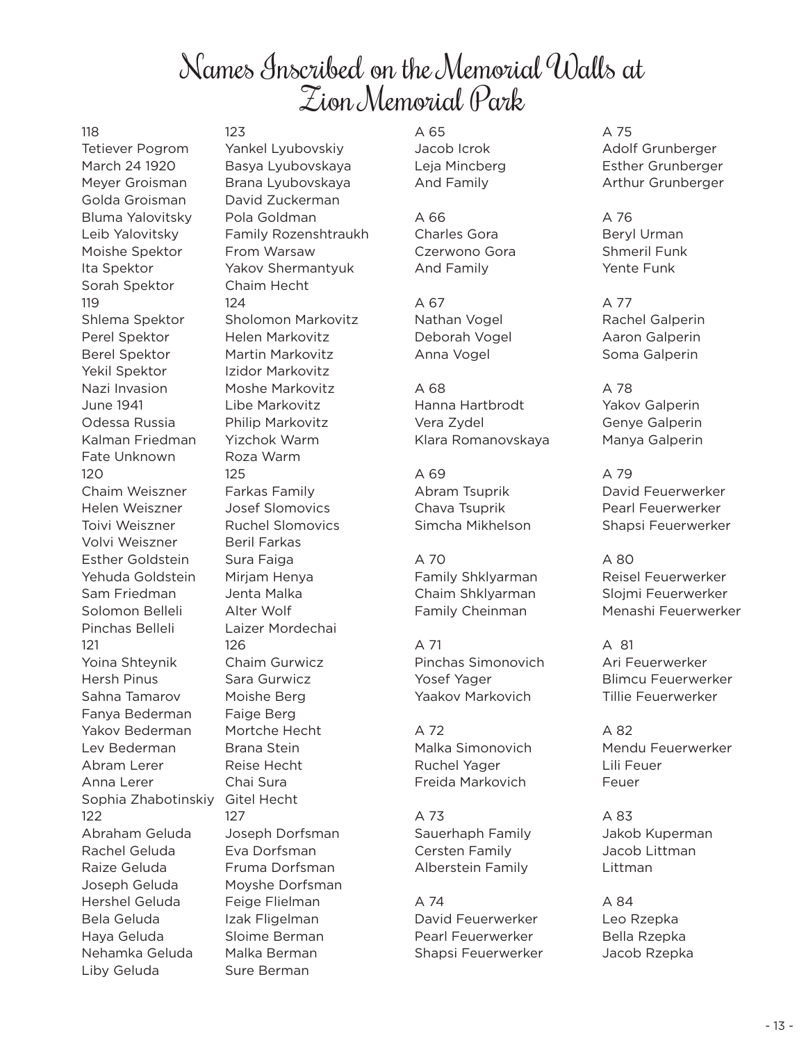# Names Inscribed on the Memorial Walls at Zion Memorial Park

118
Tetiever Pogrom
March 24 1920
Meyer Groisman
Golda Groisman
Bluma Yalovitsky
Leib Yalovitsky
Moishe Spektor
Ita Spektor
Sorah Spektor

119
Shlema Spektor
Perel Spektor
Berel Spektor
Yekil Spektor
Nazi Invasion
June 1941
Odessa Russia
Kalman Friedman
Fate Unknown

120
Chaim Weiszner
Helen Weiszner
Toivi Weiszner
Volvi Weiszner
Esther Goldstein
Yehuda Goldstein
Sam Friedman
Solomon Belleli
Pinchas Belleli

121
Yoina Shteynik
Hersh Pinus
Sahna Tamarov
Fanya Bederman
Yakov Bederman
Lev Bederman
Abram Lerer
Anna Lerer
Sophia Zhabotinskiy

122
Abraham Geluda
Rachel Geluda
Raize Geluda
Joseph Geluda
Hershel Geluda
Bela Geluda
Haya Geluda
Nehamka Geluda
Liby Geluda

123
Yankel Lyubovskiy
Basya Lyubovskaya
Brana Lyubovskaya
David Zuckerman
Pola Goldman
Family Rozenshtraukh
From Warsaw
Yakov Shermantyuk
Chaim Hecht

124
Sholomon Markovitz
Helen Markovitz
Martin Markovitz
Izidor Markovitz
Moshe Markovitz
Libe Markovitz
Philip Markovitz
Yizchok Warm
Roza Warm

125
Farkas Family
Josef Slomovics
Ruchel Slomovics
Beril Farkas
Sura Faiga
Mirjam Henya
Jenta Malka
Alter Wolf
Laizer Mordechai

126
Chaim Gurwicz
Sara Gurwicz
Moishe Berg
Faige Berg
Mortche Hecht
Brana Stein
Reise Hecht
Chai Sura
Gitel Hecht

127
Joseph Dorfsman
Eva Dorfsman
Fruma Dorfsman
Moyshe Dorfsman
Feige Flielman
Izak Fligelman
Sloime Berman
Malka Berman
Sure Berman

A 65
Jacob Icrok
Leja Mincberg
And Family

A 66
Charles Gora
Czerwono Gora
And Family

A 67
Nathan Vogel
Deborah Vogel
Anna Vogel

A 68
Hanna Hartbrodt
Vera Zydel
Klara Romanovskaya

A 69
Abram Tsuprik
Chava Tsuprik
Simcha Mikhelson

A 70
Family Shklyarman
Chaim Shklyarman
Family Cheinman

A 71
Pinchas Simonovich
Yosef Yager
Yaakov Markovich

A 72
Malka Simonovich
Ruchel Yager
Freida Markovich

A 73
Sauerhaph Family
Cersten Family
Alberstein Family

A 74
David Feuerwerker
Pearl Feuerwerker
Shapsi Feuerwerker

A 75
Adolf Grunberger
Esther Grunberger
Arthur Grunberger

A 76
Beryl Urman
Shmeril Funk
Yente Funk

A 77
Rachel Galperin
Aaron Galperin
Soma Galperin

A 78
Yakov Galperin
Genye Galperin
Manya Galperin

A 79
David Feuerwerker
Pearl Feuerwerker
Shapsi Feuerwerker

A 80
Reisel Feuerwerker
Slojmi Feuerwerker
Menashi Feuerwerker

A 81
Ari Feuerwerker
Blimcu Feuerwerker
Tillie Feuerwerker

A 82
Mendu Feuerwerker
Lili Feuer
Feuer

A 83
Jakob Kuperman
Jacob Littman
Littman

A 84
Leo Rzepka
Bella Rzepka
Jacob Rzepka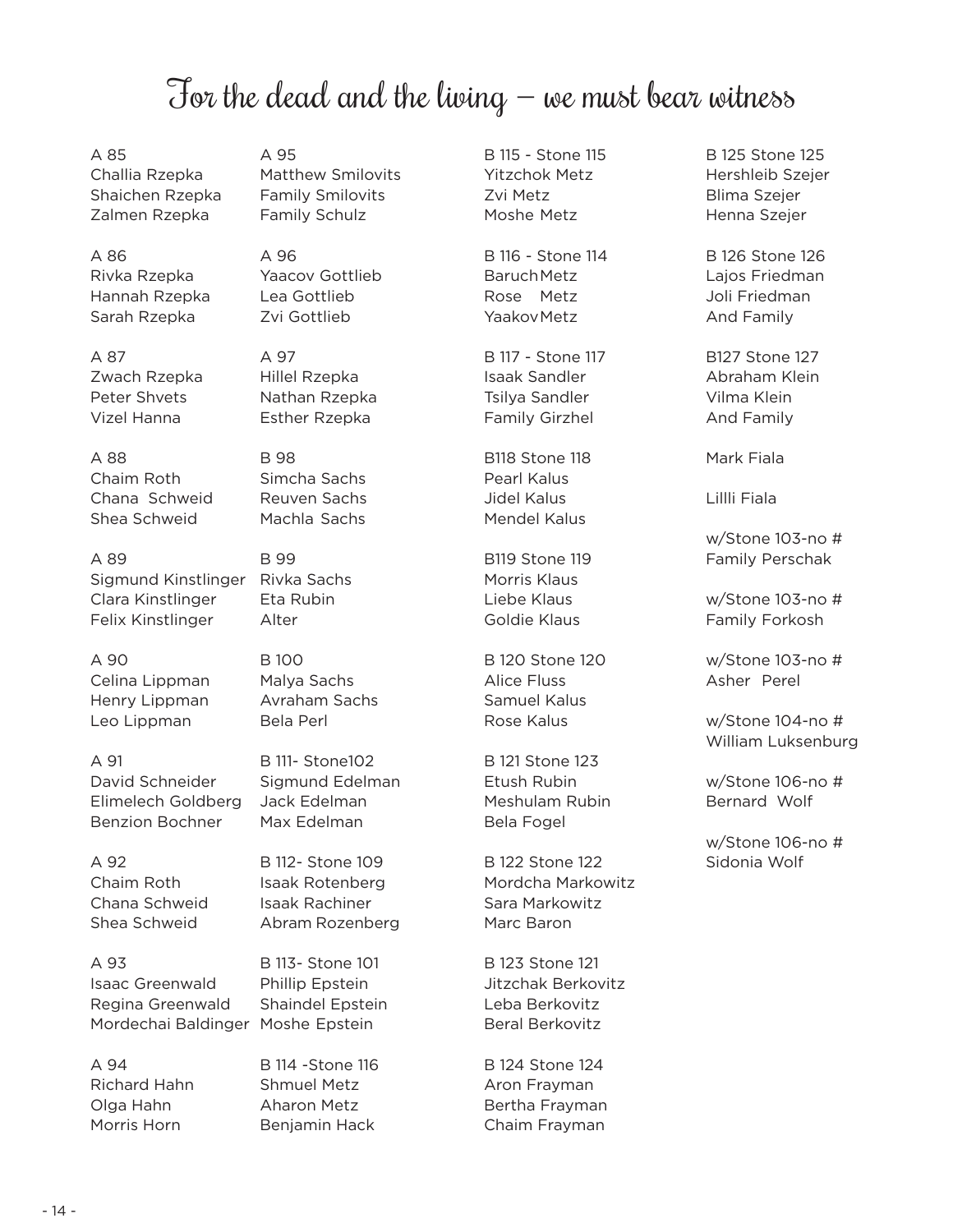# For the dead and the living – we must bear witness

A 85
Challia Rzepka
Shaichen Rzepka
Zalmen Rzepka

A 86
Rivka Rzepka
Hannah Rzepka
Sarah Rzepka

A 87
Zwach Rzepka
Peter Shvets
Vizel Hanna

A 88
Chaim Roth
Chana Schweid
Shea Schweid

A 89
Sigmund Kinstlinger
Clara Kinstlinger
Felix Kinstlinger

A 90
Celina Lippman
Henry Lippman
Leo Lippman

A 91
David Schneider
Elimelech Goldberg
Benzion Bochner

A 92
Chaim Roth
Chana Schweid
Shea Schweid

A 93
Isaac Greenwald
Regina Greenwald
Mordechai Baldinger

A 94
Richard Hahn
Olga Hahn
Morris Horn

A 95
Matthew Smilovits
Family Smilovits
Family Schulz

A 96
Yaacov Gottlieb
Lea Gottlieb
Zvi Gottlieb

A 97
Hillel Rzepka
Nathan Rzepka
Esther Rzepka

B 98
Simcha Sachs
Reuven Sachs
Machla Sachs

B 99
Rivka Sachs
Eta Rubin
Alter

B 100
Malya Sachs
Avraham Sachs
Bela Perl

B 111- Stone102
Sigmund Edelman
Jack Edelman
Max Edelman

B 112- Stone 109
Isaak Rotenberg
Isaak Rachiner
Abram Rozenberg

B 113- Stone 101
Phillip Epstein
Shaindel Epstein
Moshe Epstein

B 114 -Stone 116
Shmuel Metz
Aharon Metz
Benjamin Hack

B 115 - Stone 115
Yitzchok Metz
Zvi Metz
Moshe Metz

B 116 - Stone 114
Baruch Metz
Rose Metz
Yaakov Metz

B 117 - Stone 117
Isaak Sandler
Tsilya Sandler
Family Girzhel

B118 Stone 118
Pearl Kalus
Jidel Kalus
Mendel Kalus

B119 Stone 119
Morris Klaus
Liebe Klaus
Goldie Klaus

B 120 Stone 120
Alice Fluss
Samuel Kalus
Rose Kalus

B 121 Stone 123
Etush Rubin
Meshulam Rubin
Bela Fogel

B 122 Stone 122
Mordcha Markowitz
Sara Markowitz
Marc Baron

B 123 Stone 121
Jitzchak Berkovitz
Leba Berkovitz
Beral Berkovitz

B 124 Stone 124
Aron Frayman
Bertha Frayman
Chaim Frayman

B 125 Stone 125
Hershleib Szejer
Blima Szejer
Henna Szejer

B 126 Stone 126
Lajos Friedman
Joli Friedman
And Family

B127 Stone 127
Abraham Klein
Vilma Klein
And Family

Mark Fiala

Lillli Fiala

w/Stone 103-no #
Family Perschak

w/Stone 103-no #
Family Forkosh

w/Stone 103-no #
Asher Perel

w/Stone 104-no #
William Luksenburg

w/Stone 106-no #
Bernard Wolf

w/Stone 106-no #
Sidonia Wolf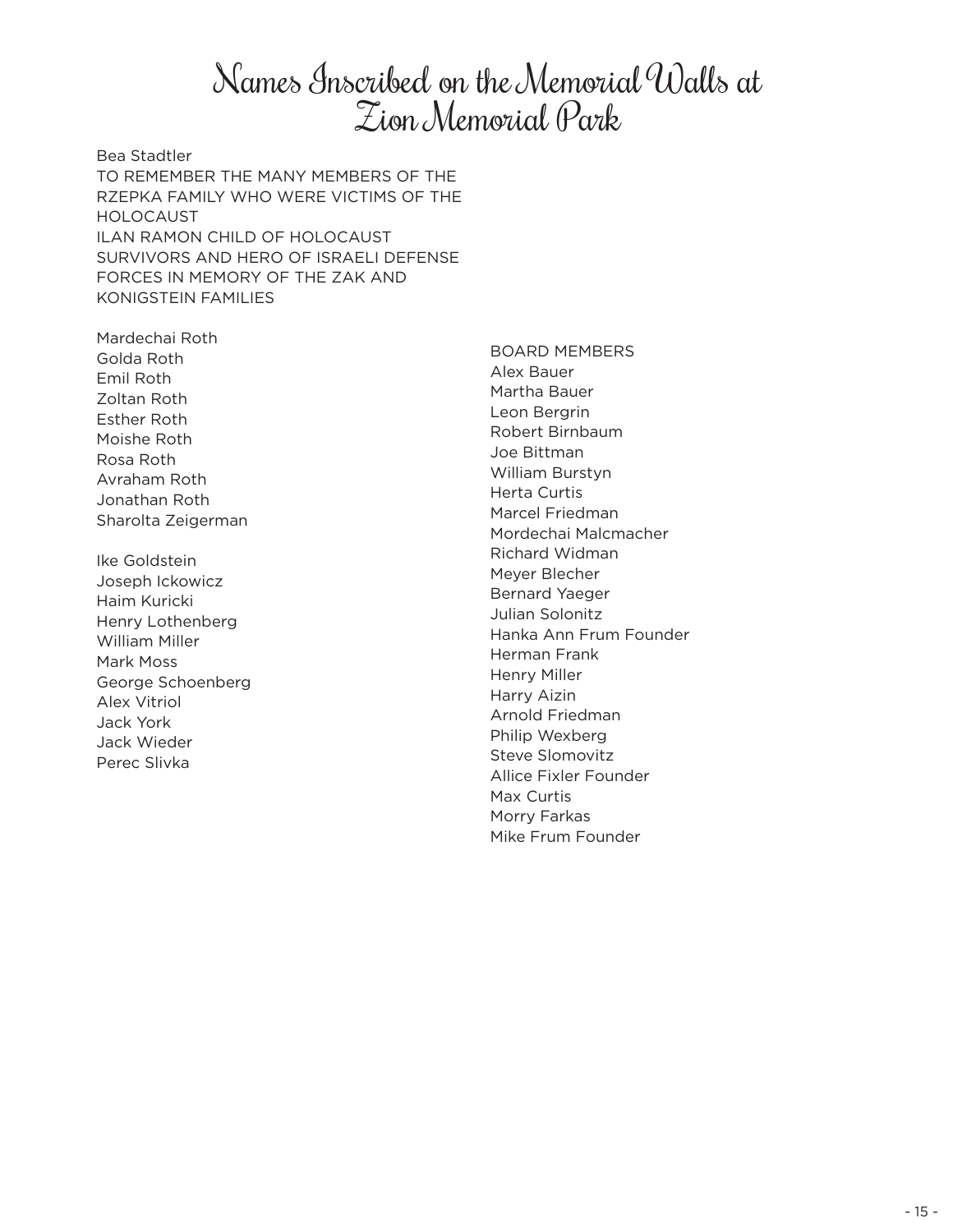# Names Inscribed on the Memorial Walls at Zion Memorial Park

Bea Stadtler
TO REMEMBER THE MANY MEMBERS OF THE RZEPKA FAMILY WHO WERE VICTIMS OF THE HOLOCAUST
ILAN RAMON CHILD OF HOLOCAUST SURVIVORS AND HERO OF ISRAELI DEFENSE FORCES IN MEMORY OF THE ZAK AND KONIGSTEIN FAMILIES

Mardechai Roth
Golda Roth
Emil Roth
Zoltan Roth
Esther Roth
Moishe Roth
Rosa Roth
Avraham Roth
Jonathan Roth
Sharolta Zeigerman

Ike Goldstein
Joseph Ickowicz
Haim Kuricki
Henry Lothenberg
William Miller
Mark Moss
George Schoenberg
Alex Vitriol
Jack York
Jack Wieder
Perec Slivka

BOARD MEMBERS
Alex Bauer
Martha Bauer
Leon Bergrin
Robert Birnbaum
Joe Bittman
William Burstyn
Herta Curtis
Marcel Friedman
Mordechai Malcmacher
Richard Widman
Meyer Blecher
Bernard Yaeger
Julian Solonitz
Hanka Ann Frum Founder
Herman Frank
Henry Miller
Harry Aizin
Arnold Friedman
Philip Wexberg
Steve Slomovitz
Allice Fixler Founder
Max Curtis
Morry Farkas
Mike Frum Founder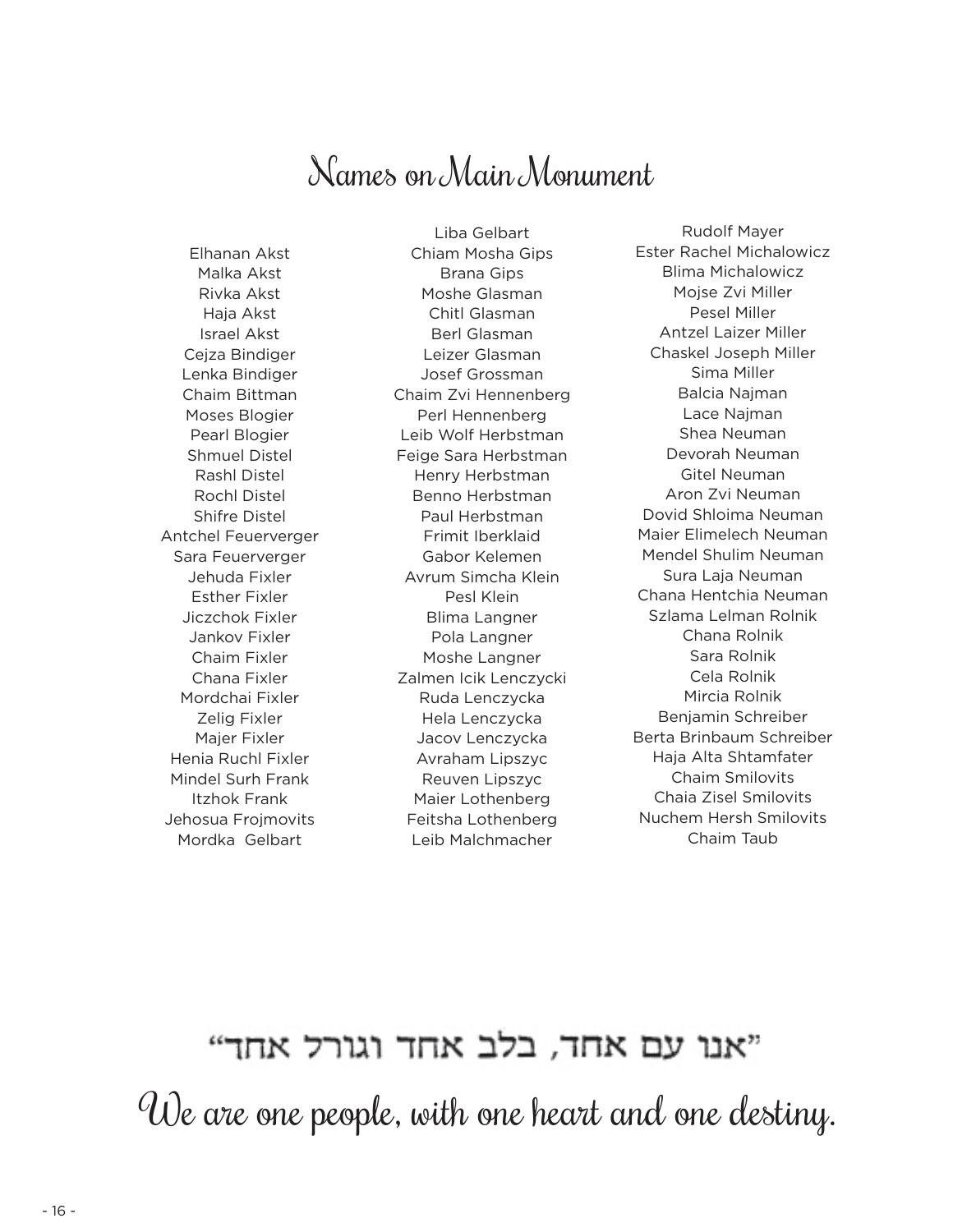# Names on Main Monument

Elhanan Akst
Malka Akst
Rivka Akst
Haja Akst
Israel Akst
Cejza Bindiger
Lenka Bindiger
Chaim Bittman
Moses Blogier
Pearl Blogier
Shmuel Distel
Rashl Distel
Rochl Distel
Shifre Distel
Antchel Feuerverger
Sara Feuerverger
Jehuda Fixler
Esther Fixler
Jiczchok Fixler
Jankov Fixler
Chaim Fixler
Chana Fixler
Mordchai Fixler
Zelig Fixler
Majer Fixler
Henia Ruchl Fixler
Mindel Surh Frank
Itzhok Frank
Jehosua Frojmovits
Mordka Gelbart

Liba Gelbart
Chiam Mosha Gips
Brana Gips
Moshe Glasman
Chitl Glasman
Berl Glasman
Leizer Glasman
Josef Grossman
Chaim Zvi Hennenberg
Perl Hennenberg
Leib Wolf Herbstman
Feige Sara Herbstman
Henry Herbstman
Benno Herbstman
Paul Herbstman
Frimit Iberklaid
Gabor Kelemen
Avrum Simcha Klein
Pesl Klein
Blima Langner
Pola Langner
Moshe Langner
Zalmen Icik Lenczycki
Ruda Lenczycka
Hela Lenczycka
Jacov Lenczycka
Avraham Lipszyc
Reuven Lipszyc
Maier Lothenberg
Feitsha Lothenberg
Leib Malchmacher

Rudolf Mayer
Ester Rachel Michalowicz
Blima Michalowicz
Mojse Zvi Miller
Pesel Miller
Antzel Laizer Miller
Chaskel Joseph Miller
Sima Miller
Balcia Najman
Lace Najman
Shea Neuman
Devorah Neuman
Gitel Neuman
Aron Zvi Neuman
Dovid Shloima Neuman
Maier Elimelech Neuman
Mendel Shulim Neuman
Sura Laja Neuman
Chana Hentchia Neuman
Szlama Lelman Rolnik
Chana Rolnik
Sara Rolnik
Cela Rolnik
Mircia Rolnik
Benjamin Schreiber
Berta Brinbaum Schreiber
Haja Alta Shtamfater
Chaim Smilovits
Chaia Zisel Smilovits
Nuchem Hersh Smilovits
Chaim Taub

"אנו עם אחד, בלב אחד וגורל אחד"

We are one people, with one heart and one destiny.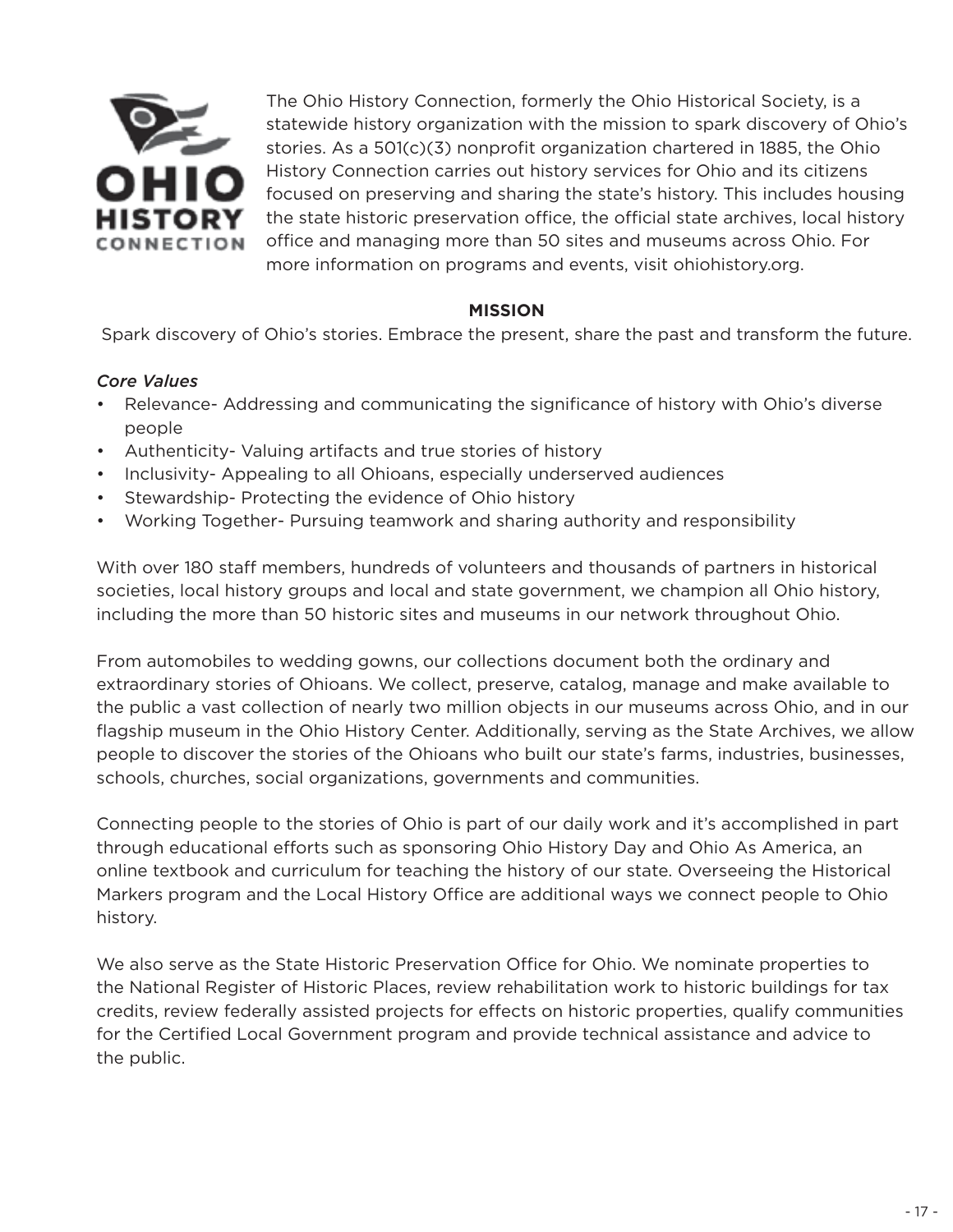The Ohio History Connection, formerly the Ohio Historical Society, is a statewide history organization with the mission to spark discovery of Ohio's stories. As a 501(c)(3) nonprofit organization chartered in 1885, the Ohio History Connection carries out history services for Ohio and its citizens focused on preserving and sharing the state's history. This includes housing the state historic preservation office, the official state archives, local history office and managing more than 50 sites and museums across Ohio. For more information on programs and events, visit ohiohistory.org.

**MISSION**

Spark discovery of Ohio's stories. Embrace the present, share the past and transform the future.

*Core Values*

- Relevance- Addressing and communicating the significance of history with Ohio's diverse people
- Authenticity- Valuing artifacts and true stories of history
- Inclusivity- Appealing to all Ohioans, especially underserved audiences
- Stewardship- Protecting the evidence of Ohio history
- Working Together- Pursuing teamwork and sharing authority and responsibility

With over 180 staff members, hundreds of volunteers and thousands of partners in historical societies, local history groups and local and state government, we champion all Ohio history, including the more than 50 historic sites and museums in our network throughout Ohio.

From automobiles to wedding gowns, our collections document both the ordinary and extraordinary stories of Ohioans. We collect, preserve, catalog, manage and make available to the public a vast collection of nearly two million objects in our museums across Ohio, and in our flagship museum in the Ohio History Center. Additionally, serving as the State Archives, we allow people to discover the stories of the Ohioans who built our state's farms, industries, businesses, schools, churches, social organizations, governments and communities.

Connecting people to the stories of Ohio is part of our daily work and it's accomplished in part through educational efforts such as sponsoring Ohio History Day and Ohio As America, an online textbook and curriculum for teaching the history of our state. Overseeing the Historical Markers program and the Local History Office are additional ways we connect people to Ohio history.

We also serve as the State Historic Preservation Office for Ohio. We nominate properties to the National Register of Historic Places, review rehabilitation work to historic buildings for tax credits, review federally assisted projects for effects on historic properties, qualify communities for the Certified Local Government program and provide technical assistance and advice to the public.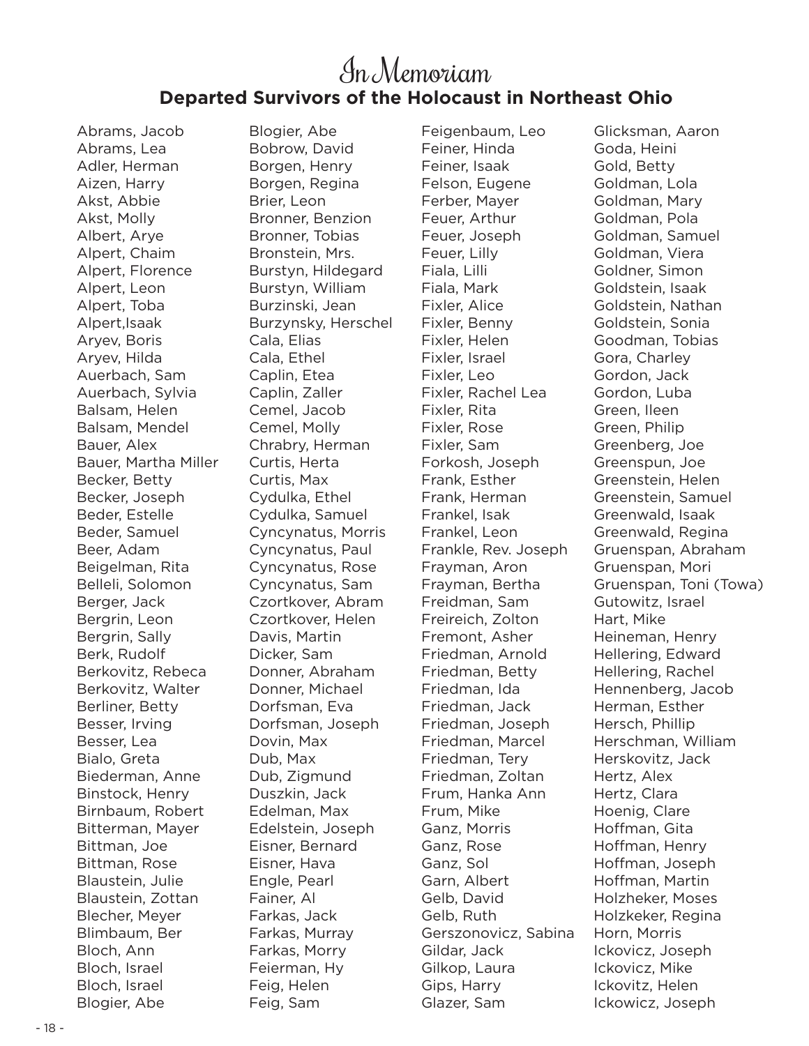# In Memoriam

## Departed Survivors of the Holocaust in Northeast Ohio

Abrams, Jacob
Abrams, Lea
Adler, Herman
Aizen, Harry
Akst, Abbie
Akst, Molly
Albert, Arye
Alpert, Chaim
Alpert, Florence
Alpert, Leon
Alpert, Toba
Alpert,Isaak
Aryev, Boris
Aryev, Hilda
Auerbach, Sam
Auerbach, Sylvia
Balsam, Helen
Balsam, Mendel
Bauer, Alex
Bauer, Martha Miller
Becker, Betty
Becker, Joseph
Beder, Estelle
Beder, Samuel
Beer, Adam
Beigelman, Rita
Belleli, Solomon
Berger, Jack
Bergrin, Leon
Bergrin, Sally
Berk, Rudolf
Berkovitz, Rebeca
Berkovitz, Walter
Berliner, Betty
Besser, Irving
Besser, Lea
Bialo, Greta
Biederman, Anne
Binstock, Henry
Birnbaum, Robert
Bitterman, Mayer
Bittman, Joe
Bittman, Rose
Blaustein, Julie
Blaustein, Zottan
Blecher, Meyer
Blimbaum, Ber
Bloch, Ann
Bloch, Israel
Bloch, Israel
Blogier, Abe
Blogier, Abe
Bobrow, David
Borgen, Henry
Borgen, Regina
Brier, Leon
Bronner, Benzion
Bronner, Tobias
Bronstein, Mrs.
Burstyn, Hildegard
Burstyn, William
Burzinski, Jean
Burzynsky, Herschel
Cala, Elias
Cala, Ethel
Caplin, Etea
Caplin, Zaller
Cemel, Jacob
Cemel, Molly
Chrabry, Herman
Curtis, Herta
Curtis, Max
Cydulka, Ethel
Cydulka, Samuel
Cyncynatus, Morris
Cyncynatus, Paul
Cyncynatus, Rose
Cyncynatus, Sam
Czortkover, Abram
Czortkover, Helen
Davis, Martin
Dicker, Sam
Donner, Abraham
Donner, Michael
Dorfsman, Eva
Dorfsman, Joseph
Dovin, Max
Dub, Max
Dub, Zigmund
Duszkin, Jack
Edelman, Max
Edelstein, Joseph
Eisner, Bernard
Eisner, Hava
Engle, Pearl
Fainer, Al
Farkas, Jack
Farkas, Murray
Farkas, Morry
Feierman, Hy
Feig, Helen
Feig, Sam
Feigenbaum, Leo
Feiner, Hinda
Feiner, Isaak
Felson, Eugene
Ferber, Mayer
Feuer, Arthur
Feuer, Joseph
Feuer, Lilly
Fiala, Lilli
Fiala, Mark
Fixler, Alice
Fixler, Benny
Fixler, Helen
Fixler, Israel
Fixler, Leo
Fixler, Rachel Lea
Fixler, Rita
Fixler, Rose
Fixler, Sam
Forkosh, Joseph
Frank, Esther
Frank, Herman
Frankel, Isak
Frankel, Leon
Frankle, Rev. Joseph
Frayman, Aron
Frayman, Bertha
Freidman, Sam
Freireich, Zolton
Fremont, Asher
Friedman, Arnold
Friedman, Betty
Friedman, Ida
Friedman, Jack
Friedman, Joseph
Friedman, Marcel
Friedman, Tery
Friedman, Zoltan
Frum, Hanka Ann
Frum, Mike
Ganz, Morris
Ganz, Rose
Ganz, Sol
Garn, Albert
Gelb, David
Gelb, Ruth
Gerszonovicz, Sabina
Gildar, Jack
Gilkop, Laura
Gips, Harry
Glazer, Sam
Glicksman, Aaron
Goda, Heini
Gold, Betty
Goldman, Lola
Goldman, Mary
Goldman, Pola
Goldman, Samuel
Goldman, Viera
Goldner, Simon
Goldstein, Isaak
Goldstein, Nathan
Goldstein, Sonia
Goodman, Tobias
Gora, Charley
Gordon, Jack
Gordon, Luba
Green, Ileen
Green, Philip
Greenberg, Joe
Greenspun, Joe
Greenstein, Helen
Greenstein, Samuel
Greenwald, Isaak
Greenwald, Regina
Gruenspan, Abraham
Gruenspan, Mori
Gruenspan, Toni (Towa)
Gutowitz, Israel
Hart, Mike
Heineman, Henry
Hellering, Edward
Hellering, Rachel
Hennenberg, Jacob
Herman, Esther
Hersch, Phillip
Herschman, William
Herskovitz, Jack
Hertz, Alex
Hertz, Clara
Hoenig, Clare
Hoffman, Gita
Hoffman, Henry
Hoffman, Joseph
Hoffman, Martin
Holzheker, Moses
Holzkeker, Regina
Horn, Morris
Ickovicz, Joseph
Ickovicz, Mike
Ickovitz, Helen
Ickowicz, Joseph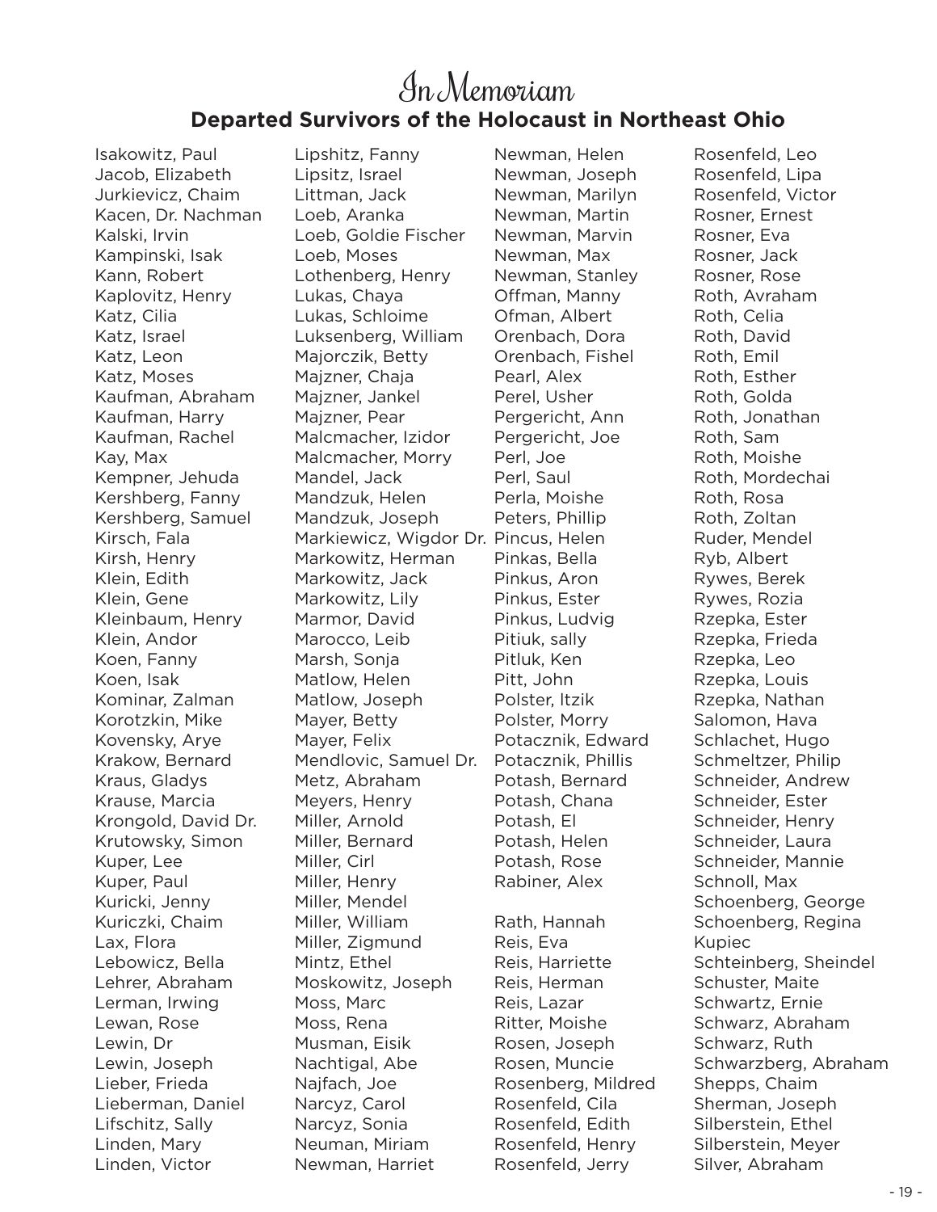# In Memoriam

## Departed Survivors of the Holocaust in Northeast Ohio

Isakowitz, Paul
Jacob, Elizabeth
Jurkievicz, Chaim
Kacen, Dr. Nachman
Kalski, Irvin
Kampinski, Isak
Kann, Robert
Kaplovitz, Henry
Katz, Cilia
Katz, Israel
Katz, Leon
Katz, Moses
Kaufman, Abraham
Kaufman, Harry
Kaufman, Rachel
Kay, Max
Kempner, Jehuda
Kershberg, Fanny
Kershberg, Samuel
Kirsch, Fala
Kirsh, Henry
Klein, Edith
Klein, Gene
Kleinbaum, Henry
Klein, Andor
Koen, Fanny
Koen, Isak
Kominar, Zalman
Korotzkin, Mike
Kovensky, Arye
Krakow, Bernard
Kraus, Gladys
Krause, Marcia
Krongold, David Dr.
Krutowsky, Simon
Kuper, Lee
Kuper, Paul
Kuricki, Jenny
Kuriczki, Chaim
Lax, Flora
Lebowicz, Bella
Lehrer, Abraham
Lerman, Irwing
Lewan, Rose
Lewin, Dr
Lewin, Joseph
Lieber, Frieda
Lieberman, Daniel
Lifschitz, Sally
Linden, Mary
Linden, Victor

Lipshitz, Fanny
Lipsitz, Israel
Littman, Jack
Loeb, Aranka
Loeb, Goldie Fischer
Loeb, Moses
Lothenberg, Henry
Lukas, Chaya
Lukas, Schloime
Luksenberg, William
Majorczik, Betty
Majzner, Chaja
Majzner, Jankel
Majzner, Pear
Malcmacher, Izidor
Malcmacher, Morry
Mandel, Jack
Mandzuk, Helen
Mandzuk, Joseph
Markiewicz, Wigdor Dr.
Markowitz, Herman
Markowitz, Jack
Markowitz, Lily
Marmor, David
Marocco, Leib
Marsh, Sonja
Matlow, Helen
Matlow, Joseph
Mayer, Betty
Mayer, Felix
Mendlovic, Samuel Dr.
Metz, Abraham
Meyers, Henry
Miller, Arnold
Miller, Bernard
Miller, Cirl
Miller, Henry
Miller, Mendel
Miller, William
Miller, Zigmund
Mintz, Ethel
Moskowitz, Joseph
Moss, Marc
Moss, Rena
Musman, Eisik
Nachtigal, Abe
Najfach, Joe
Narcyz, Carol
Narcyz, Sonia
Neuman, Miriam
Newman, Harriet

Newman, Helen
Newman, Joseph
Newman, Marilyn
Newman, Martin
Newman, Marvin
Newman, Max
Newman, Stanley
Offman, Manny
Ofman, Albert
Orenbach, Dora
Orenbach, Fishel
Pearl, Alex
Perel, Usher
Pergericht, Ann
Pergericht, Joe
Perl, Joe
Perl, Saul
Perla, Moishe
Peters, Phillip
Pincus, Helen
Pinkas, Bella
Pinkus, Aron
Pinkus, Ester
Pinkus, Ludvig
Pitiuk, sally
Pitluk, Ken
Pitt, John
Polster, Itzik
Polster, Morry
Potacznik, Edward
Potacznik, Phillis
Potash, Bernard
Potash, Chana
Potash, El
Potash, Helen
Potash, Rose
Rabiner, Alex

Rath, Hannah
Reis, Eva
Reis, Harriette
Reis, Herman
Reis, Lazar
Ritter, Moishe
Rosen, Joseph
Rosen, Muncie
Rosenberg, Mildred
Rosenfeld, Cila
Rosenfeld, Edith
Rosenfeld, Henry
Rosenfeld, Jerry

Rosenfeld, Leo
Rosenfeld, Lipa
Rosenfeld, Victor
Rosner, Ernest
Rosner, Eva
Rosner, Jack
Rosner, Rose
Roth, Avraham
Roth, Celia
Roth, David
Roth, Emil
Roth, Esther
Roth, Golda
Roth, Jonathan
Roth, Sam
Roth, Moishe
Roth, Mordechai
Roth, Rosa
Roth, Zoltan
Ruder, Mendel
Ryb, Albert
Rywes, Berek
Rywes, Rozia
Rzepka, Ester
Rzepka, Frieda
Rzepka, Leo
Rzepka, Louis
Rzepka, Nathan
Salomon, Hava
Schlachet, Hugo
Schmeltzer, Philip
Schneider, Andrew
Schneider, Ester
Schneider, Henry
Schneider, Laura
Schneider, Mannie
Schnoll, Max
Schoenberg, George
Schoenberg, Regina
Kupiec
Schteinberg, Sheindel
Schuster, Maite
Schwartz, Ernie
Schwarz, Abraham
Schwarz, Ruth
Schwarzberg, Abraham
Shepps, Chaim
Sherman, Joseph
Silberstein, Ethel
Silberstein, Meyer
Silver, Abraham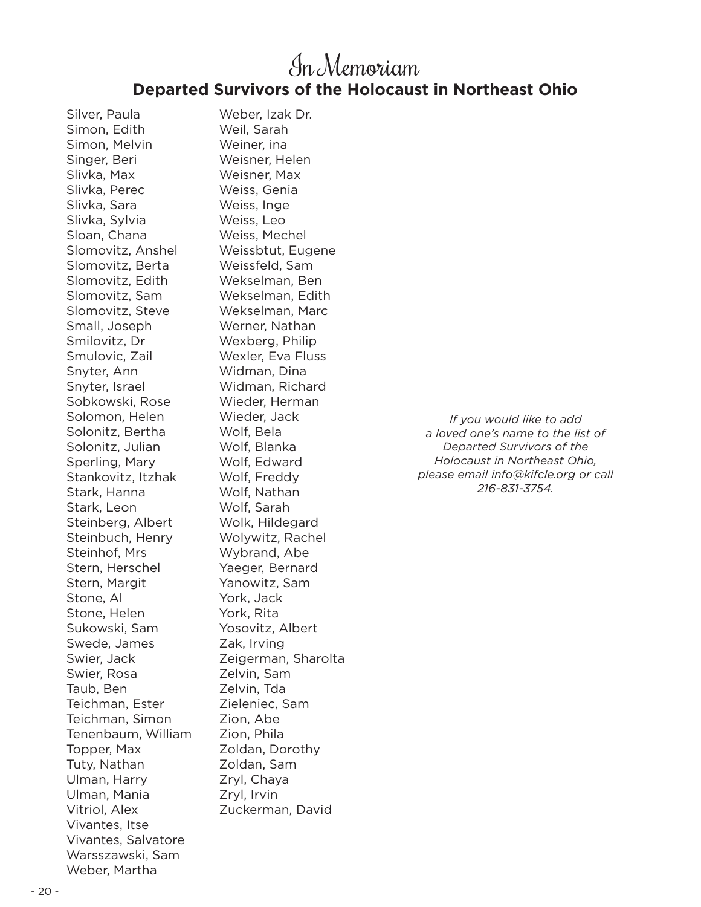# In Memoriam

## Departed Survivors of the Holocaust in Northeast Ohio

Silver, Paula
Simon, Edith
Simon, Melvin
Singer, Beri
Slivka, Max
Slivka, Perec
Slivka, Sara
Slivka, Sylvia
Sloan, Chana
Slomovitz, Anshel
Slomovitz, Berta
Slomovitz, Edith
Slomovitz, Sam
Slomovitz, Steve
Small, Joseph
Smilovitz, Dr
Smulovic, Zail
Snyter, Ann
Snyter, Israel
Sobkowski, Rose
Solomon, Helen
Solonitz, Bertha
Solonitz, Julian
Sperling, Mary
Stankovitz, Itzhak
Stark, Hanna
Stark, Leon
Steinberg, Albert
Steinbuch, Henry
Steinhof, Mrs
Stern, Herschel
Stern, Margit
Stone, Al
Stone, Helen
Sukowski, Sam
Swede, James
Swier, Jack
Swier, Rosa
Taub, Ben
Teichman, Ester
Teichman, Simon
Tenenbaum, William
Topper, Max
Tuty, Nathan
Ulman, Harry
Ulman, Mania
Vitriol, Alex
Vivantes, Itse
Vivantes, Salvatore
Warsszawski, Sam
Weber, Martha
Weber, Izak Dr.
Weil, Sarah
Weiner, ina
Weisner, Helen
Weisner, Max
Weiss, Genia
Weiss, Inge
Weiss, Leo
Weiss, Mechel
Weissbtut, Eugene
Weissfeld, Sam
Wekselman, Ben
Wekselman, Edith
Wekselman, Marc
Werner, Nathan
Wexberg, Philip
Wexler, Eva Fluss
Widman, Dina
Widman, Richard
Wieder, Herman
Wieder, Jack
Wolf, Bela
Wolf, Blanka
Wolf, Edward
Wolf, Freddy
Wolf, Nathan
Wolf, Sarah
Wolk, Hildegard
Wolywitz, Rachel
Wybrand, Abe
Yaeger, Bernard
Yanowitz, Sam
York, Jack
York, Rita
Yosovitz, Albert
Zak, Irving
Zeigerman, Sharolta
Zelvin, Sam
Zelvin, Tda
Zieleniec, Sam
Zion, Abe
Zion, Phila
Zoldan, Dorothy
Zoldan, Sam
Zryl, Chaya
Zryl, Irvin
Zuckerman, David

*If you would like to add a loved one's name to the list of Departed Survivors of the Holocaust in Northeast Ohio, please email info@kifcle.org or call 216-831-3754.*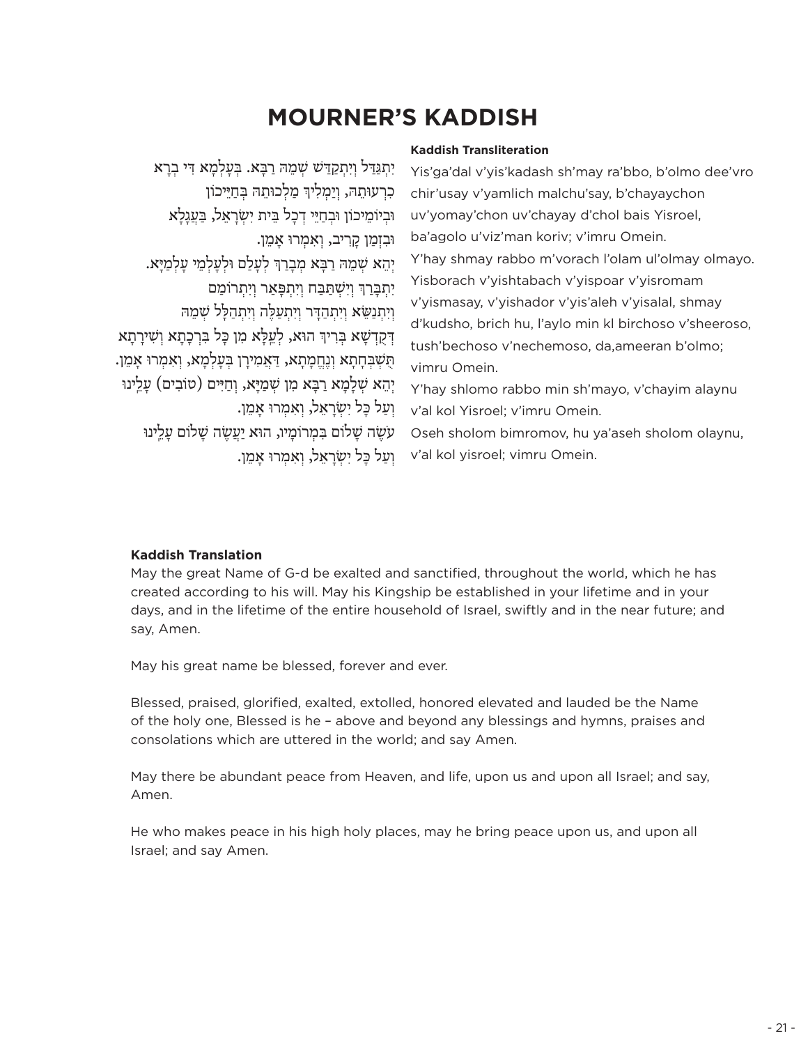# MOURNER'S KADDISH

יִתְגַּדַּל וְיִתְקַדַּשׁ שְׁמֵהּ רַבָּא. בְּעָלְמָא דִּי בְרָא
כִרְעוּתֵהּ, וְיַמְלִיךְ מַלְכוּתֵהּ בְּחַיֵּיכוֹן
וּבְיוֹמֵיכוֹן וּבְחַיֵּי דְכָל בֵּית יִשְׂרָאֵל, בַּעֲגָלָא
וּבִזְמַן קָרִיב, וְאִמְרוּ אָמֵן.
יְהֵא שְׁמֵהּ רַבָּא מְבָרַךְ לְעָלַם וּלְעָלְמֵי עָלְמַיָּא.
יִתְבָּרַךְ וְיִשְׁתַּבַּח וְיִתְפָּאַר וְיִתְרוֹמַם
וְיִתְנַשֵּׂא וְיִתְהַדָּר וְיִתְעַלֶּה וְיִתְהַלָּל שְׁמֵהּ
דְּקֻדְשָׁא בְּרִיךְ הוּא, לְעֵלָּא מִן כָּל בִּרְכָתָא וְשִׁירָתָא
תֻּשְׁבְּחָתָא וְנֶחֱמָתָא, דַּאֲמִירָן בְּעָלְמָא, וְאִמְרוּ אָמֵן.
יְהֵא שְׁלָמָא רַבָּא מִן שְׁמַיָּא, וְחַיִּים (טוֹבִים) עָלֵינוּ
וְעַל כָּל יִשְׂרָאֵל, וְאִמְרוּ אָמֵן.
עֹשֶׂה שָׁלוֹם בִּמְרוֹמָיו, הוּא יַעֲשֶׂה שָׁלוֹם עָלֵינוּ
וְעַל כָּל יִשְׂרָאֵל, וְאִמְרוּ אָמֵן.

**Kaddish Transliteration**

Yis'ga'dal v'yis'kadash sh'may ra'bbo, b'olmo dee'vro chir'usay v'yamlich malchu'say, b'chayaychon uv'yomay'chon uv'chayay d'chol bais Yisroel, ba'agolo u'viz'man koriv; v'imru Omein.
Y'hay shmay rabbo m'vorach l'olam ul'olmay olmayo.
Yisborach v'yishtabach v'yispoar v'yisromam v'yismasay, v'yishador v'yis'aleh v'yisalal, shmay d'kudsho, brich hu, l'aylo min kl birchoso v'sheeroso, tush'bechoso v'nechemoso, da,ameeran b'olmo; vimru Omein.
Y'hay shlomo rabbo min sh'mayo, v'chayim alaynu v'al kol Yisroel; v'imru Omein.
Oseh sholom bimromov, hu ya'aseh sholom olaynu, v'al kol yisroel; vimru Omein.

**Kaddish Translation**

May the great Name of G-d be exalted and sanctified, throughout the world, which he has created according to his will. May his Kingship be established in your lifetime and in your days, and in the lifetime of the entire household of Israel, swiftly and in the near future; and say, Amen.

May his great name be blessed, forever and ever.

Blessed, praised, glorified, exalted, extolled, honored elevated and lauded be the Name of the holy one, Blessed is he – above and beyond any blessings and hymns, praises and consolations which are uttered in the world; and say Amen.

May there be abundant peace from Heaven, and life, upon us and upon all Israel; and say, Amen.

He who makes peace in his high holy places, may he bring peace upon us, and upon all Israel; and say Amen.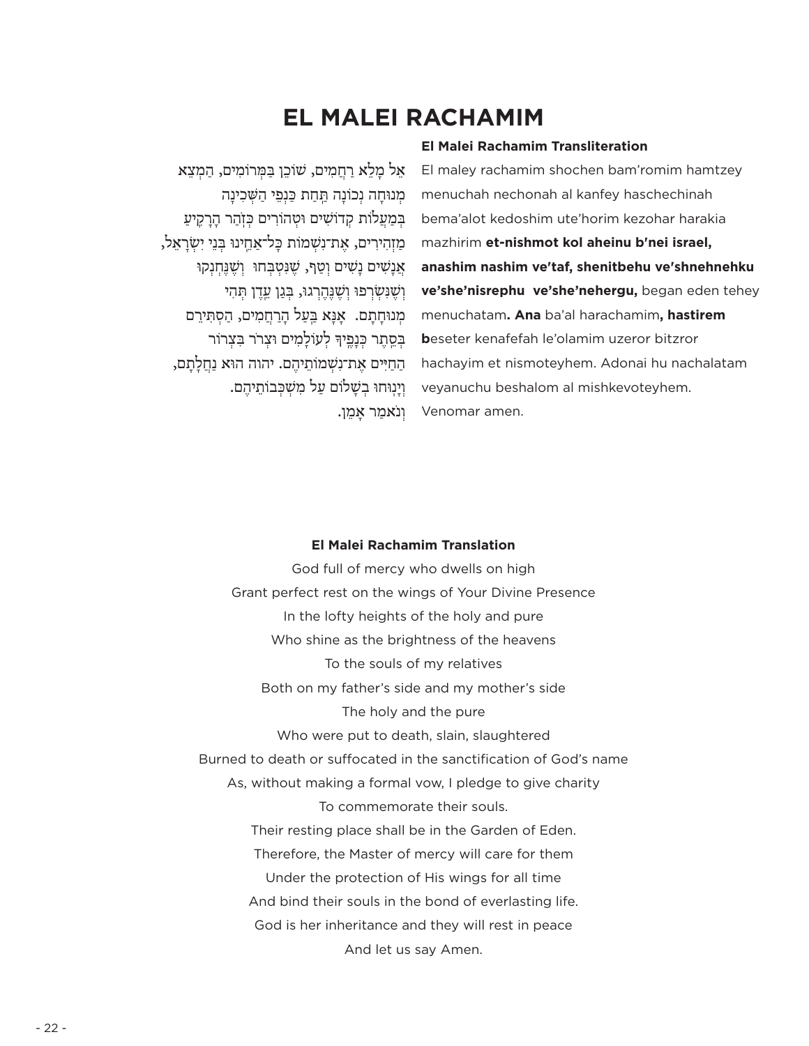# EL MALEI RACHAMIM

אֵל מָלֵא רַחֲמִים, שׁוֹכֵן בַּמְּרוֹמִים, הַמְצֵא
מְנוּחָה נְכוֹנָה תַּחַת כַּנְפֵי הַשְּׁכִינָה
בְּמַעֲלוֹת קְדוֹשִׁים וּטְהוֹרִים כְּזֹהַר הָרָקִיעַ
מַזְהִירִים, אֶת־נִשְׁמוֹת כָּל־אַחֵינוּ בְּנֵי יִשְׂרָאֵל,
אֲנָשִׁים נָשִׁים וָטַף, שֶׁנִּטְבְּחוּ וְשֶׁנֶּחְנְקוּ
וְשֶׁנִּשְׂרְפוּ וְשֶׁנֶּהֶרְגוּ, בְּגַן עֵדֶן תְּהִי
מְנוּחָתָם. אָנָּא בַּעַל הָרַחֲמִים, הַסְתִּירֵם
בְּסֵתֶר כְּנָפֶיךָ לְעוֹלָמִים וּצְרֹר בִּצְרוֹר
הַחַיִּים אֶת־נִשְׁמוֹתֵיהֶם. יהוה הוּא נַחֲלָתָם,
וְיָנוּחוּ בְשָׁלוֹם עַל מִשְׁכְּבוֹתֵיהֶם.
וְנֹאמַר אָמֵן.

### El Malei Rachamim Transliteration

El maley rachamim shochen bam'romim hamtzey
menuchah nechonah al kanfey haschechinah
bema'alot kedoshim ute'horim kezohar harakia
mazhirim **et-nishmot kol aheinu b'nei israel,**
**anashim nashim ve'taf, shenitbehu ve'shnehnehku**
**ve'she'nisrephu ve'she'nehergu,** began eden tehey
menuchatam**. Ana** ba'al harachamim**, hastirem**
**b**eseter kenafefah le'olamim uzeror bitzror
hachayim et nismoteyhem. Adonai hu nachalatam
veyanuchu beshalom al mishkevoteyhem.
Venomar amen.

### El Malei Rachamim Translation

God full of mercy who dwells on high
Grant perfect rest on the wings of Your Divine Presence
In the lofty heights of the holy and pure
Who shine as the brightness of the heavens
To the souls of my relatives
Both on my father's side and my mother's side
The holy and the pure
Who were put to death, slain, slaughtered
Burned to death or suffocated in the sanctification of God's name
As, without making a formal vow, I pledge to give charity
To commemorate their souls.
Their resting place shall be in the Garden of Eden.
Therefore, the Master of mercy will care for them
Under the protection of His wings for all time
And bind their souls in the bond of everlasting life.
God is her inheritance and they will rest in peace
And let us say Amen.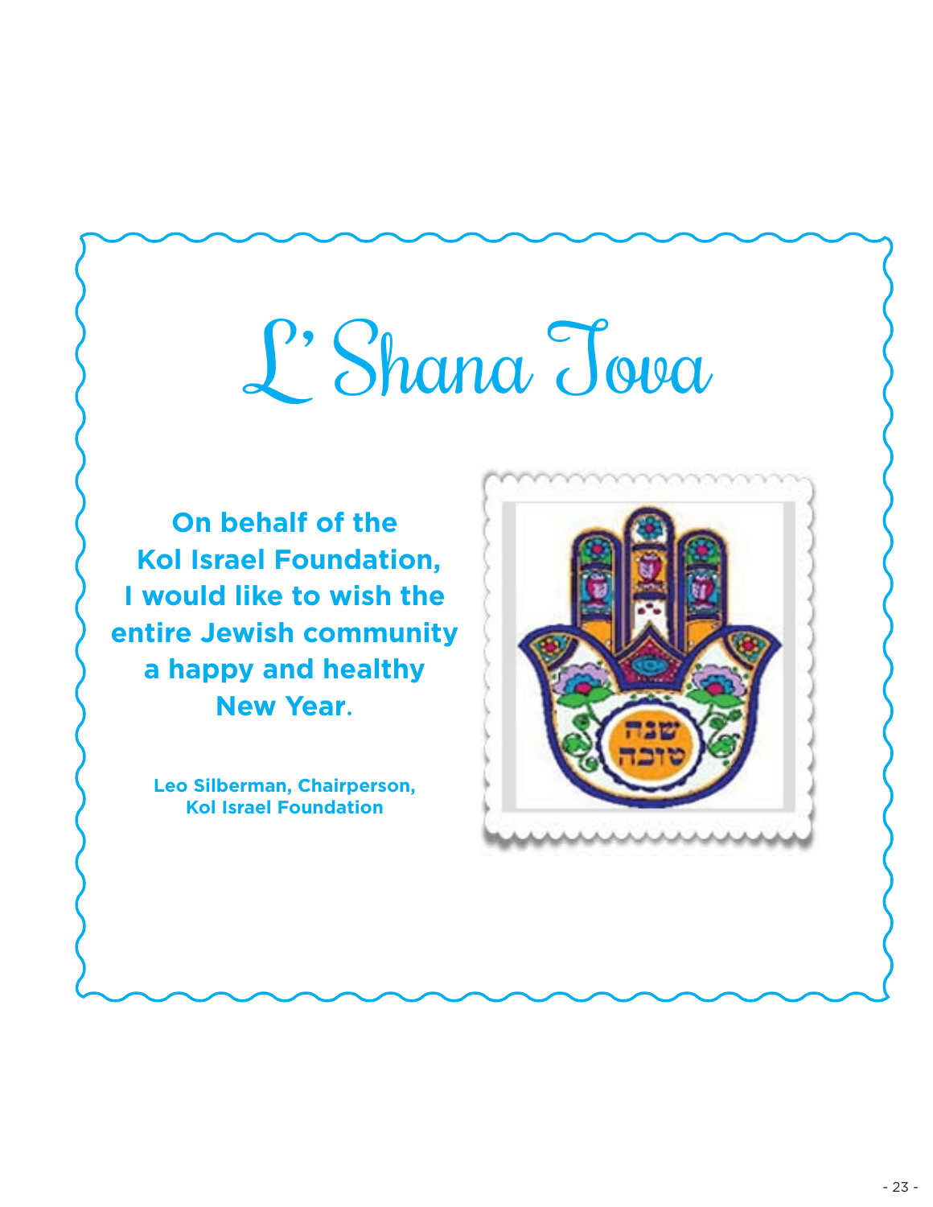# L' Shana Tova

**On behalf of the Kol Israel Foundation, I would like to wish the entire Jewish community a happy and healthy New Year.**

**Leo Silberman, Chairperson,**
**Kol Israel Foundation**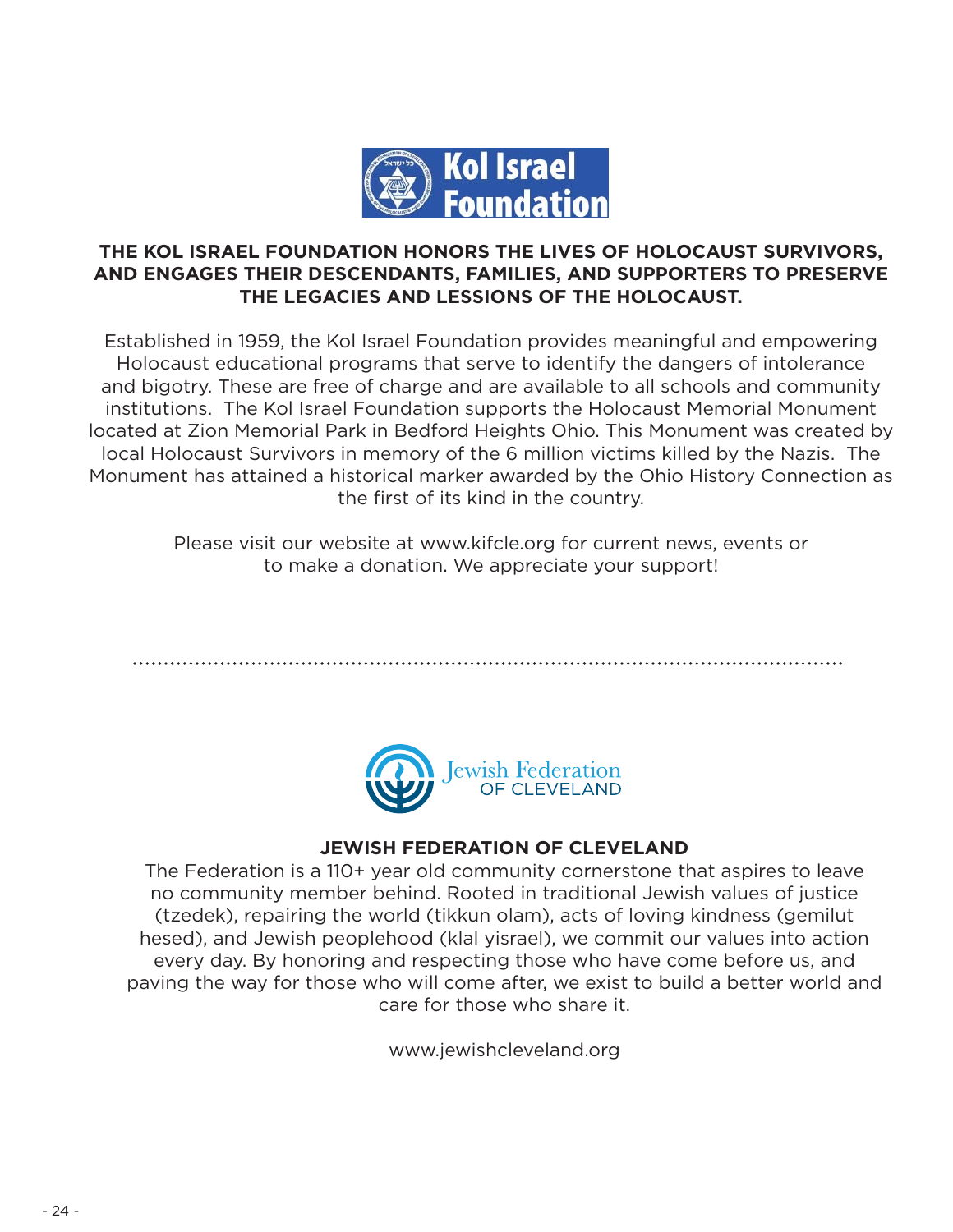Kol Israel Foundation

**THE KOL ISRAEL FOUNDATION HONORS THE LIVES OF HOLOCAUST SURVIVORS, AND ENGAGES THEIR DESCENDANTS, FAMILIES, AND SUPPORTERS TO PRESERVE THE LEGACIES AND LESSIONS OF THE HOLOCAUST.**

Established in 1959, the Kol Israel Foundation provides meaningful and empowering Holocaust educational programs that serve to identify the dangers of intolerance and bigotry. These are free of charge and are available to all schools and community institutions. The Kol Israel Foundation supports the Holocaust Memorial Monument located at Zion Memorial Park in Bedford Heights Ohio. This Monument was created by local Holocaust Survivors in memory of the 6 million victims killed by the Nazis. The Monument has attained a historical marker awarded by the Ohio History Connection as the first of its kind in the country.

Please visit our website at www.kifcle.org for current news, events or to make a donation. We appreciate your support!

---

Jewish Federation OF CLEVELAND

**JEWISH FEDERATION OF CLEVELAND**

The Federation is a 110+ year old community cornerstone that aspires to leave no community member behind. Rooted in traditional Jewish values of justice (tzedek), repairing the world (tikkun olam), acts of loving kindness (gemilut hesed), and Jewish peoplehood (klal yisrael), we commit our values into action every day. By honoring and respecting those who have come before us, and paving the way for those who will come after, we exist to build a better world and care for those who share it.

www.jewishcleveland.org